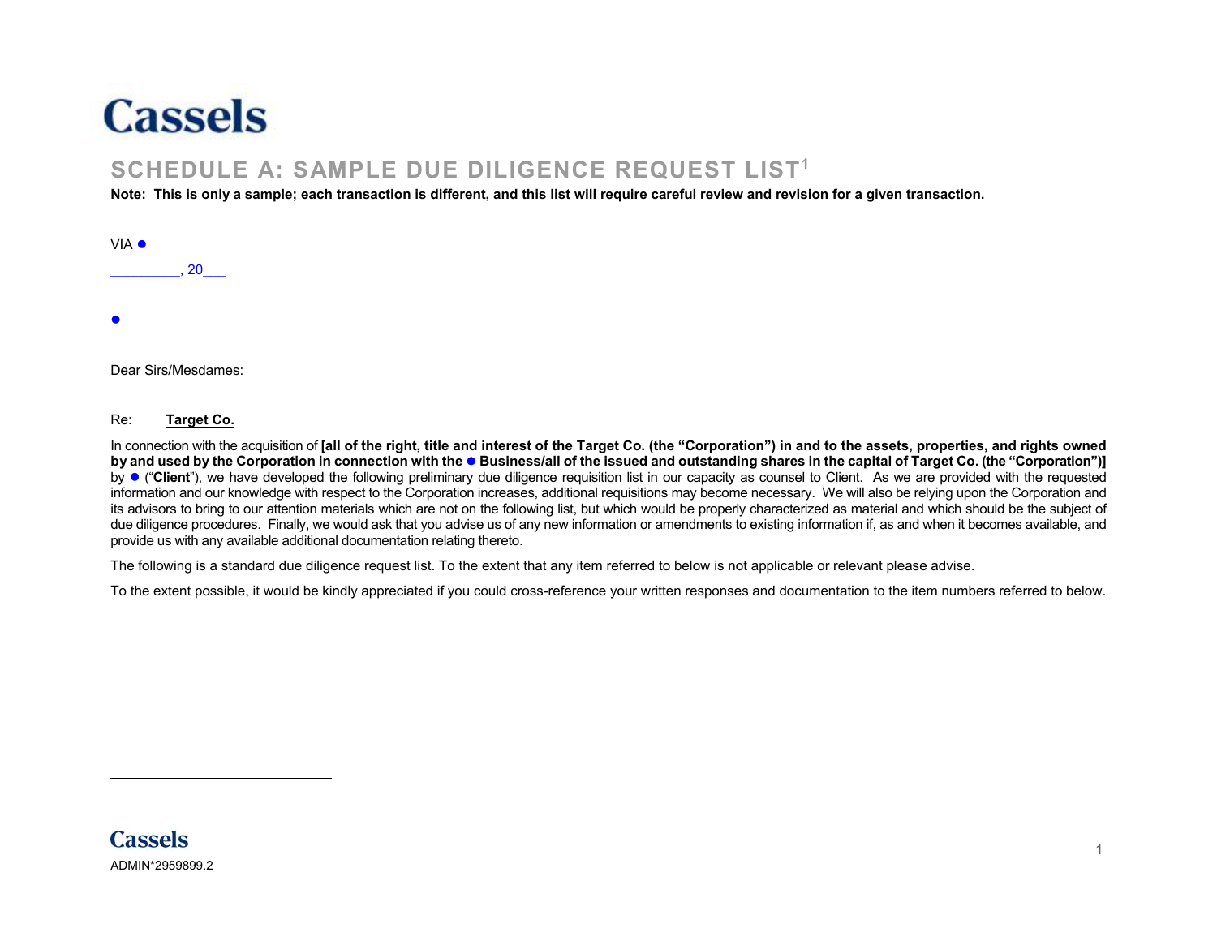# Cassels

## SCHEDULE A: SAMPLE DUE DILIGENCE REQUEST LIST[1]

**Note: This is only a sample; each transaction is different, and this list will require careful review and revision for a given transaction.**

VIA ●

________, 20___

●

Dear Sirs/Mesdames:

Re: **Target Co.**

In connection with the acquisition of **[all of the right, title and interest of the Target Co. (the "Corporation") in and to the assets, properties, and rights owned by and used by the Corporation in connection with the ● Business/all of the issued and outstanding shares in the capital of Target Co. (the "Corporation")]** by ● ("**Client**"), we have developed the following preliminary due diligence requisition list in our capacity as counsel to Client. As we are provided with the requested information and our knowledge with respect to the Corporation increases, additional requisitions may become necessary. We will also be relying upon the Corporation and its advisors to bring to our attention materials which are not on the following list, but which would be properly characterized as material and which should be the subject of due diligence procedures. Finally, we would ask that you advise us of any new information or amendments to existing information if, as and when it becomes available, and provide us with any available additional documentation relating thereto.

The following is a standard due diligence request list. To the extent that any item referred to below is not applicable or relevant please advise.

To the extent possible, it would be kindly appreciated if you could cross-reference your written responses and documentation to the item numbers referred to below.

ADMIN*2959899.2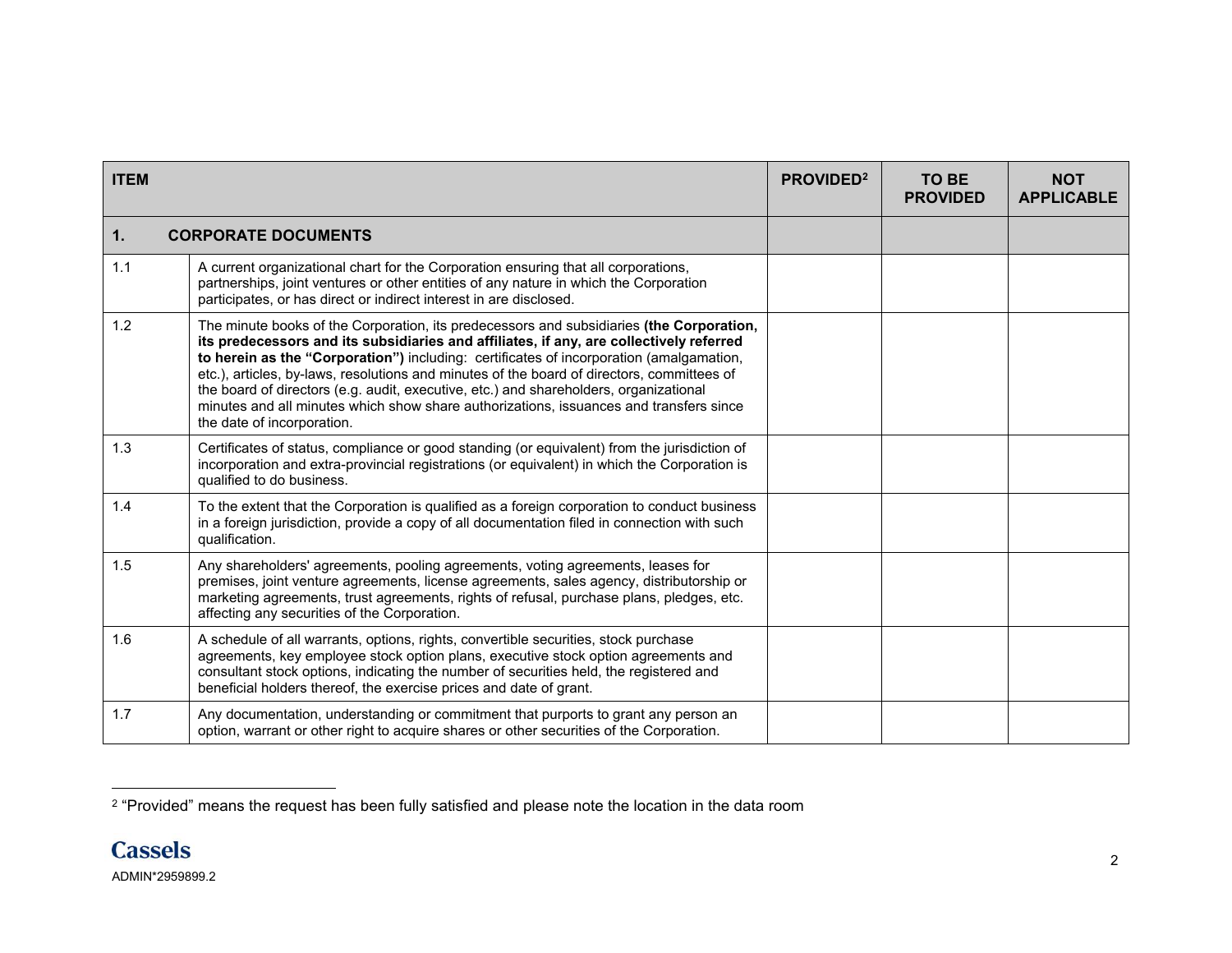| ITEM | | PROVIDED[2] | TO BE PROVIDED | NOT APPLICABLE |
|---|---|---|---|---|
| **1.** | **CORPORATE DOCUMENTS** | | | |
| 1.1 | A current organizational chart for the Corporation ensuring that all corporations, partnerships, joint ventures or other entities of any nature in which the Corporation participates, or has direct or indirect interest in are disclosed. | | | |
| 1.2 | The minute books of the Corporation, its predecessors and subsidiaries **(the Corporation, its predecessors and its subsidiaries and affiliates, if any, are collectively referred to herein as the "Corporation")** including: certificates of incorporation (amalgamation, etc.), articles, by-laws, resolutions and minutes of the board of directors, committees of the board of directors (e.g. audit, executive, etc.) and shareholders, organizational minutes and all minutes which show share authorizations, issuances and transfers since the date of incorporation. | | | |
| 1.3 | Certificates of status, compliance or good standing (or equivalent) from the jurisdiction of incorporation and extra-provincial registrations (or equivalent) in which the Corporation is qualified to do business. | | | |
| 1.4 | To the extent that the Corporation is qualified as a foreign corporation to conduct business in a foreign jurisdiction, provide a copy of all documentation filed in connection with such qualification. | | | |
| 1.5 | Any shareholders' agreements, pooling agreements, voting agreements, leases for premises, joint venture agreements, license agreements, sales agency, distributorship or marketing agreements, trust agreements, rights of refusal, purchase plans, pledges, etc. affecting any securities of the Corporation. | | | |
| 1.6 | A schedule of all warrants, options, rights, convertible securities, stock purchase agreements, key employee stock option plans, executive stock option agreements and consultant stock options, indicating the number of securities held, the registered and beneficial holders thereof, the exercise prices and date of grant. | | | |
| 1.7 | Any documentation, understanding or commitment that purports to grant any person an option, warrant or other right to acquire shares or other securities of the Corporation. | | | |

[2] "Provided" means the request has been fully satisfied and please note the location in the data room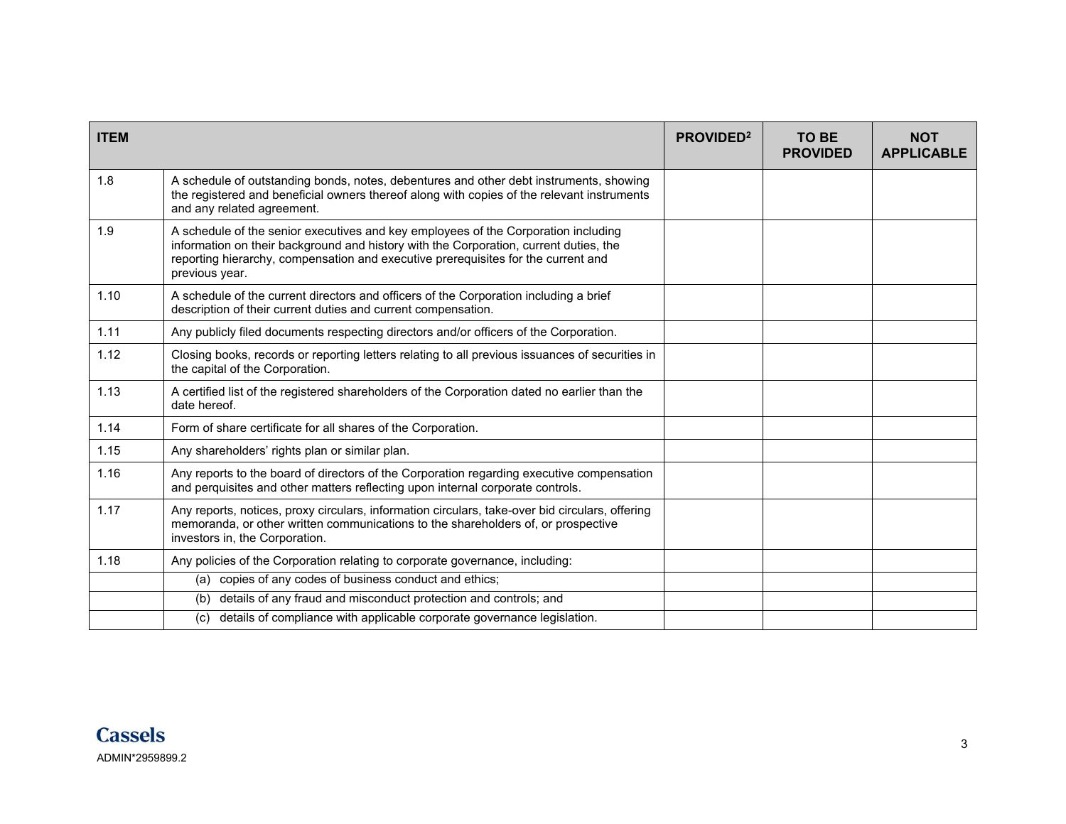| ITEM | | PROVIDED[2] | TO BE PROVIDED | NOT APPLICABLE |
|---|---|---|---|---|
| 1.8 | A schedule of outstanding bonds, notes, debentures and other debt instruments, showing the registered and beneficial owners thereof along with copies of the relevant instruments and any related agreement. | | | |
| 1.9 | A schedule of the senior executives and key employees of the Corporation including information on their background and history with the Corporation, current duties, the reporting hierarchy, compensation and executive prerequisites for the current and previous year. | | | |
| 1.10 | A schedule of the current directors and officers of the Corporation including a brief description of their current duties and current compensation. | | | |
| 1.11 | Any publicly filed documents respecting directors and/or officers of the Corporation. | | | |
| 1.12 | Closing books, records or reporting letters relating to all previous issuances of securities in the capital of the Corporation. | | | |
| 1.13 | A certified list of the registered shareholders of the Corporation dated no earlier than the date hereof. | | | |
| 1.14 | Form of share certificate for all shares of the Corporation. | | | |
| 1.15 | Any shareholders' rights plan or similar plan. | | | |
| 1.16 | Any reports to the board of directors of the Corporation regarding executive compensation and perquisites and other matters reflecting upon internal corporate controls. | | | |
| 1.17 | Any reports, notices, proxy circulars, information circulars, take-over bid circulars, offering memoranda, or other written communications to the shareholders of, or prospective investors in, the Corporation. | | | |
| 1.18 | Any policies of the Corporation relating to corporate governance, including: | | | |
| | (a) copies of any codes of business conduct and ethics; | | | |
| | (b) details of any fraud and misconduct protection and controls; and | | | |
| | (c) details of compliance with applicable corporate governance legislation. | | | |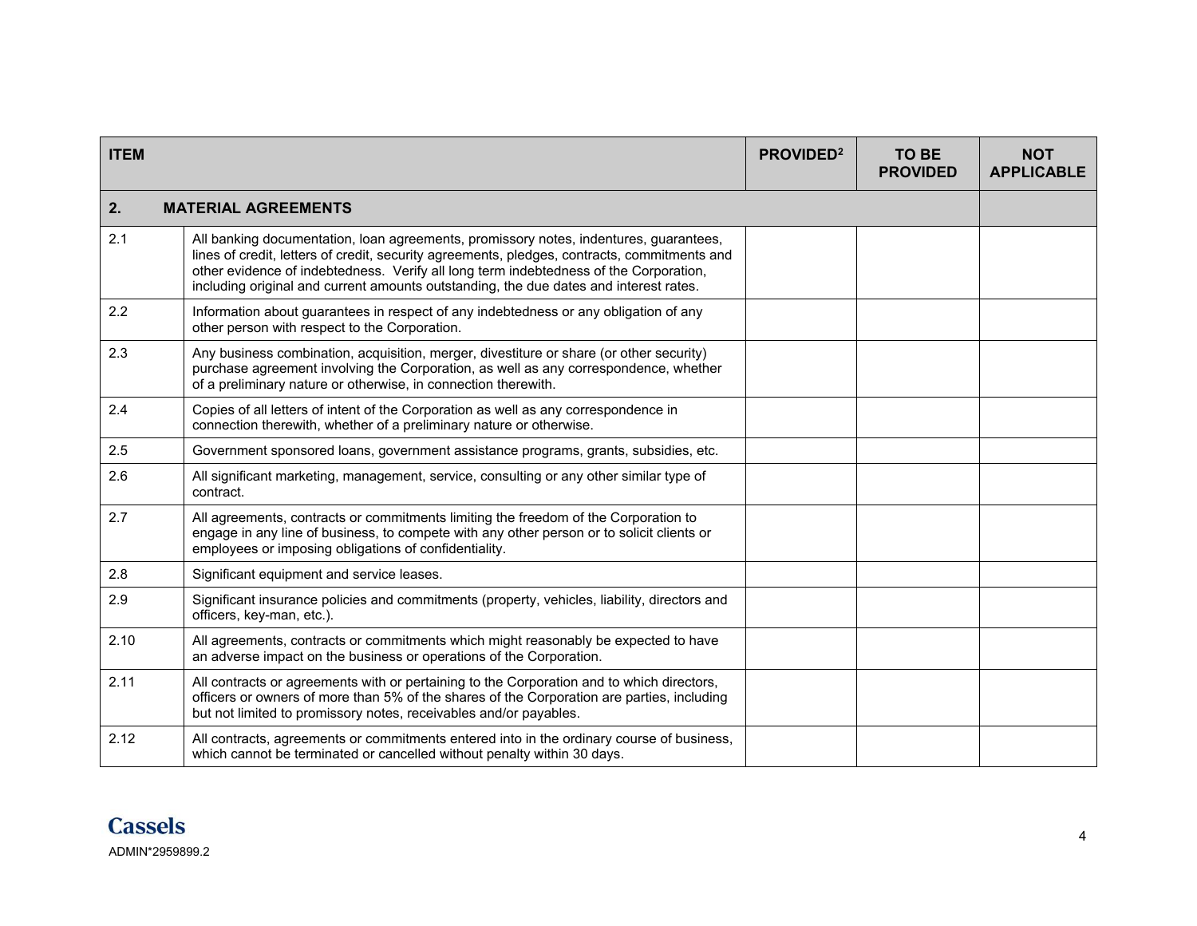| ITEM | | PROVIDED[2] | TO BE PROVIDED | NOT APPLICABLE |
|---|---|---|---|---|
| **2.** | **MATERIAL AGREEMENTS** | | | |
| 2.1 | All banking documentation, loan agreements, promissory notes, indentures, guarantees, lines of credit, letters of credit, security agreements, pledges, contracts, commitments and other evidence of indebtedness. Verify all long term indebtedness of the Corporation, including original and current amounts outstanding, the due dates and interest rates. | | | |
| 2.2 | Information about guarantees in respect of any indebtedness or any obligation of any other person with respect to the Corporation. | | | |
| 2.3 | Any business combination, acquisition, merger, divestiture or share (or other security) purchase agreement involving the Corporation, as well as any correspondence, whether of a preliminary nature or otherwise, in connection therewith. | | | |
| 2.4 | Copies of all letters of intent of the Corporation as well as any correspondence in connection therewith, whether of a preliminary nature or otherwise. | | | |
| 2.5 | Government sponsored loans, government assistance programs, grants, subsidies, etc. | | | |
| 2.6 | All significant marketing, management, service, consulting or any other similar type of contract. | | | |
| 2.7 | All agreements, contracts or commitments limiting the freedom of the Corporation to engage in any line of business, to compete with any other person or to solicit clients or employees or imposing obligations of confidentiality. | | | |
| 2.8 | Significant equipment and service leases. | | | |
| 2.9 | Significant insurance policies and commitments (property, vehicles, liability, directors and officers, key-man, etc.). | | | |
| 2.10 | All agreements, contracts or commitments which might reasonably be expected to have an adverse impact on the business or operations of the Corporation. | | | |
| 2.11 | All contracts or agreements with or pertaining to the Corporation and to which directors, officers or owners of more than 5% of the shares of the Corporation are parties, including but not limited to promissory notes, receivables and/or payables. | | | |
| 2.12 | All contracts, agreements or commitments entered into in the ordinary course of business, which cannot be terminated or cancelled without penalty within 30 days. | | | |

Cassels

ADMIN*2959899.2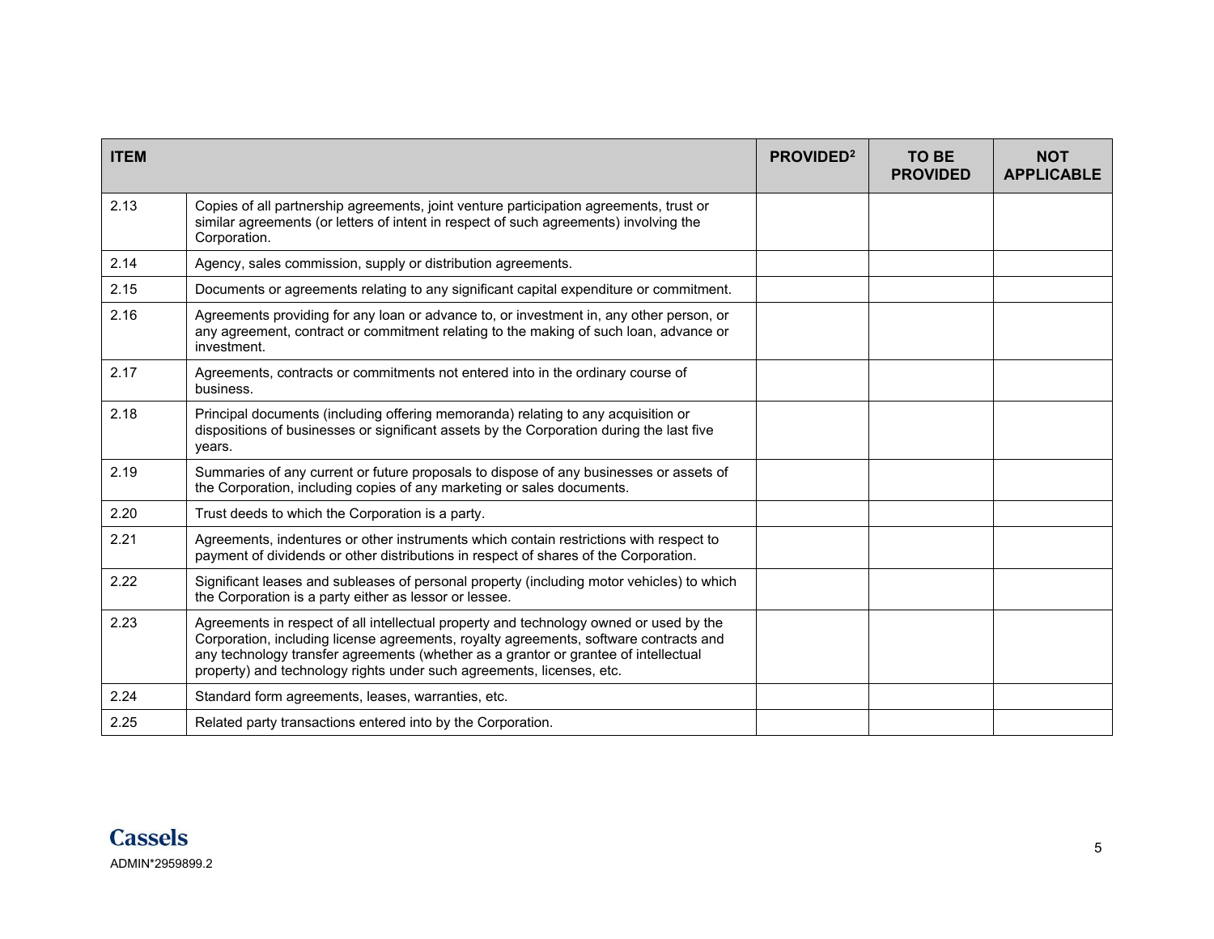| ITEM | | PROVIDED[2] | TO BE PROVIDED | NOT APPLICABLE |
|---|---|---|---|---|
| 2.13 | Copies of all partnership agreements, joint venture participation agreements, trust or similar agreements (or letters of intent in respect of such agreements) involving the Corporation. | | | |
| 2.14 | Agency, sales commission, supply or distribution agreements. | | | |
| 2.15 | Documents or agreements relating to any significant capital expenditure or commitment. | | | |
| 2.16 | Agreements providing for any loan or advance to, or investment in, any other person, or any agreement, contract or commitment relating to the making of such loan, advance or investment. | | | |
| 2.17 | Agreements, contracts or commitments not entered into in the ordinary course of business. | | | |
| 2.18 | Principal documents (including offering memoranda) relating to any acquisition or dispositions of businesses or significant assets by the Corporation during the last five years. | | | |
| 2.19 | Summaries of any current or future proposals to dispose of any businesses or assets of the Corporation, including copies of any marketing or sales documents. | | | |
| 2.20 | Trust deeds to which the Corporation is a party. | | | |
| 2.21 | Agreements, indentures or other instruments which contain restrictions with respect to payment of dividends or other distributions in respect of shares of the Corporation. | | | |
| 2.22 | Significant leases and subleases of personal property (including motor vehicles) to which the Corporation is a party either as lessor or lessee. | | | |
| 2.23 | Agreements in respect of all intellectual property and technology owned or used by the Corporation, including license agreements, royalty agreements, software contracts and any technology transfer agreements (whether as a grantor or grantee of intellectual property) and technology rights under such agreements, licenses, etc. | | | |
| 2.24 | Standard form agreements, leases, warranties, etc. | | | |
| 2.25 | Related party transactions entered into by the Corporation. | | | |

ADMIN*2959899.2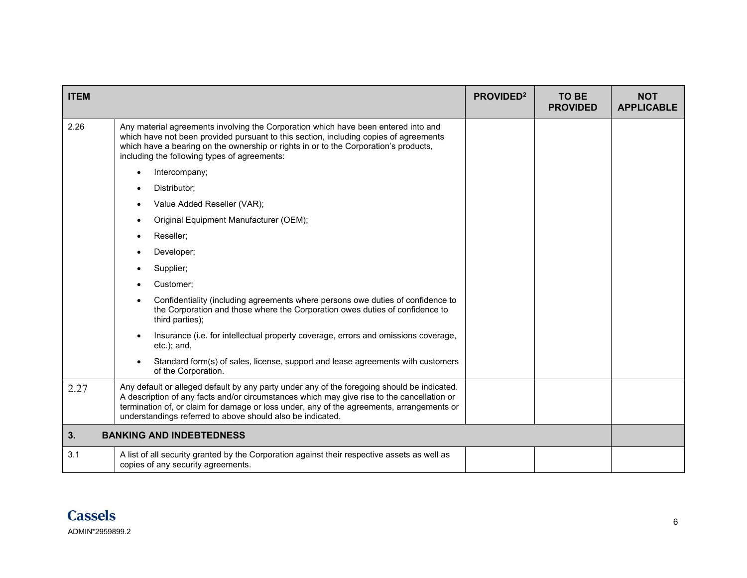| ITEM | | PROVIDED[2] | TO BE PROVIDED | NOT APPLICABLE |
|---|---|---|---|---|
| 2.26 | Any material agreements involving the Corporation which have been entered into and which have not been provided pursuant to this section, including copies of agreements which have a bearing on the ownership or rights in or to the Corporation's products, including the following types of agreements:<br>• Intercompany;<br>• Distributor;<br>• Value Added Reseller (VAR);<br>• Original Equipment Manufacturer (OEM);<br>• Reseller;<br>• Developer;<br>• Supplier;<br>• Customer;<br>• Confidentiality (including agreements where persons owe duties of confidence to the Corporation and those where the Corporation owes duties of confidence to third parties);<br>• Insurance (i.e. for intellectual property coverage, errors and omissions coverage, etc.); and,<br>• Standard form(s) of sales, license, support and lease agreements with customers of the Corporation. | | | |
| 2.27 | Any default or alleged default by any party under any of the foregoing should be indicated. A description of any facts and/or circumstances which may give rise to the cancellation or termination of, or claim for damage or loss under, any of the agreements, arrangements or understandings referred to above should also be indicated. | | | |
| **3.** | **BANKING AND INDEBTEDNESS** | | | |
| 3.1 | A list of all security granted by the Corporation against their respective assets as well as copies of any security agreements. | | | |

ADMIN*2959899.2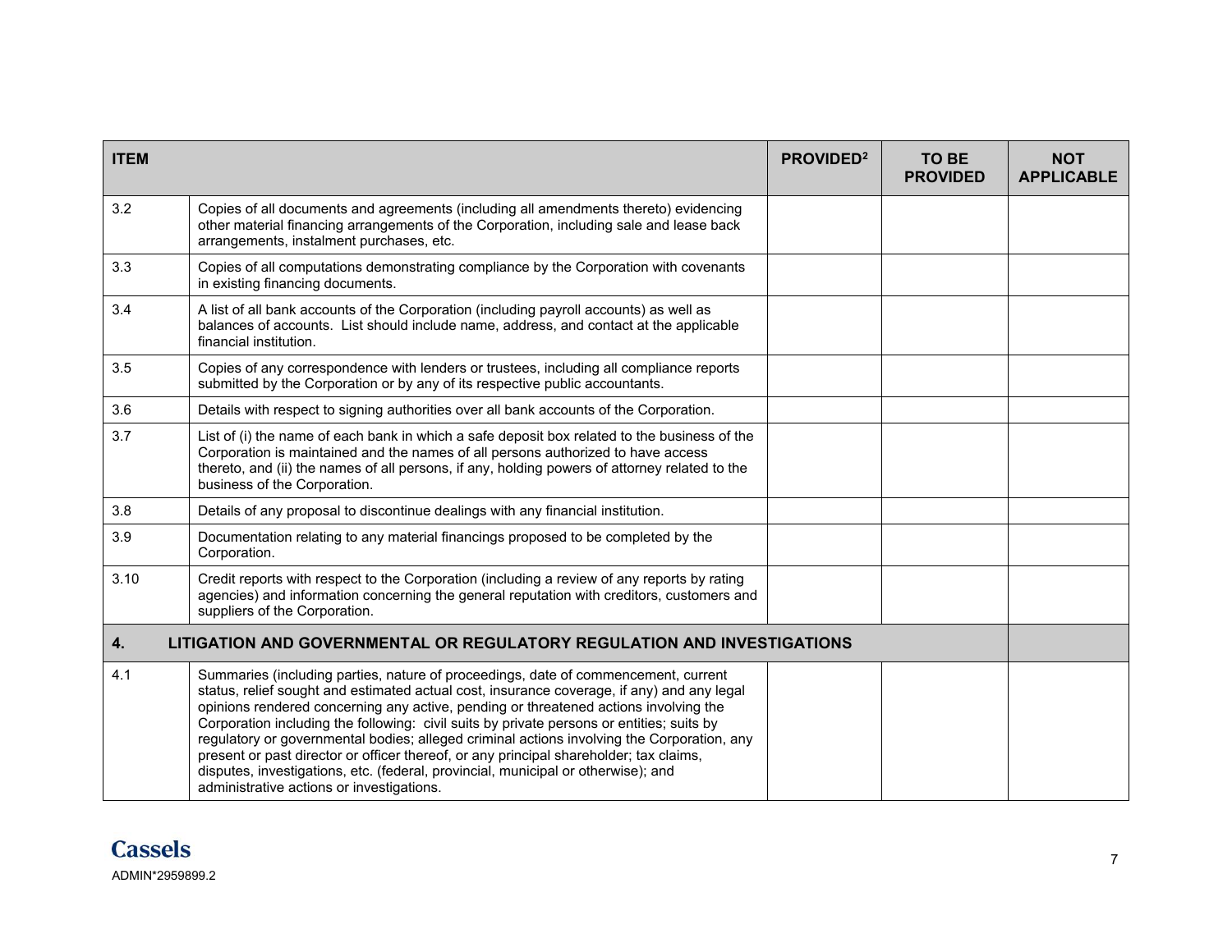| ITEM | | PROVIDED[2] | TO BE PROVIDED | NOT APPLICABLE |
|---|---|---|---|---|
| 3.2 | Copies of all documents and agreements (including all amendments thereto) evidencing other material financing arrangements of the Corporation, including sale and lease back arrangements, instalment purchases, etc. | | | |
| 3.3 | Copies of all computations demonstrating compliance by the Corporation with covenants in existing financing documents. | | | |
| 3.4 | A list of all bank accounts of the Corporation (including payroll accounts) as well as balances of accounts. List should include name, address, and contact at the applicable financial institution. | | | |
| 3.5 | Copies of any correspondence with lenders or trustees, including all compliance reports submitted by the Corporation or by any of its respective public accountants. | | | |
| 3.6 | Details with respect to signing authorities over all bank accounts of the Corporation. | | | |
| 3.7 | List of (i) the name of each bank in which a safe deposit box related to the business of the Corporation is maintained and the names of all persons authorized to have access thereto, and (ii) the names of all persons, if any, holding powers of attorney related to the business of the Corporation. | | | |
| 3.8 | Details of any proposal to discontinue dealings with any financial institution. | | | |
| 3.9 | Documentation relating to any material financings proposed to be completed by the Corporation. | | | |
| 3.10 | Credit reports with respect to the Corporation (including a review of any reports by rating agencies) and information concerning the general reputation with creditors, customers and suppliers of the Corporation. | | | |
| **4.** | **LITIGATION AND GOVERNMENTAL OR REGULATORY REGULATION AND INVESTIGATIONS** | | | |
| 4.1 | Summaries (including parties, nature of proceedings, date of commencement, current status, relief sought and estimated actual cost, insurance coverage, if any) and any legal opinions rendered concerning any active, pending or threatened actions involving the Corporation including the following: civil suits by private persons or entities; suits by regulatory or governmental bodies; alleged criminal actions involving the Corporation, any present or past director or officer thereof, or any principal shareholder; tax claims, disputes, investigations, etc. (federal, provincial, municipal or otherwise); and administrative actions or investigations. | | | |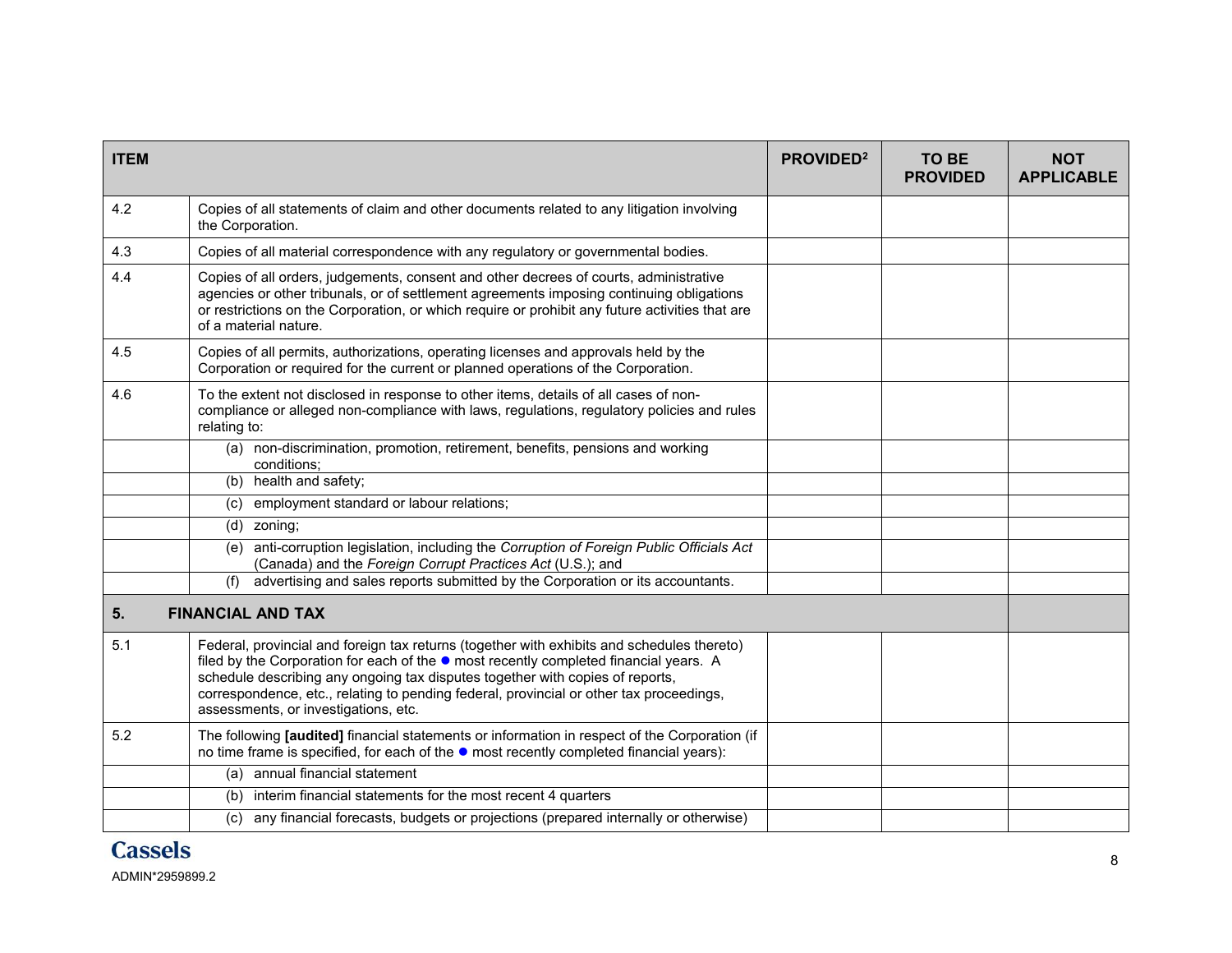| ITEM | | PROVIDED[2] | TO BE PROVIDED | NOT APPLICABLE |
|---|---|---|---|---|
| 4.2 | Copies of all statements of claim and other documents related to any litigation involving the Corporation. | | | |
| 4.3 | Copies of all material correspondence with any regulatory or governmental bodies. | | | |
| 4.4 | Copies of all orders, judgements, consent and other decrees of courts, administrative agencies or other tribunals, or of settlement agreements imposing continuing obligations or restrictions on the Corporation, or which require or prohibit any future activities that are of a material nature. | | | |
| 4.5 | Copies of all permits, authorizations, operating licenses and approvals held by the Corporation or required for the current or planned operations of the Corporation. | | | |
| 4.6 | To the extent not disclosed in response to other items, details of all cases of non-compliance or alleged non-compliance with laws, regulations, regulatory policies and rules relating to: | | | |
| | (a) non-discrimination, promotion, retirement, benefits, pensions and working conditions; | | | |
| | (b) health and safety; | | | |
| | (c) employment standard or labour relations; | | | |
| | (d) zoning; | | | |
| | (e) anti-corruption legislation, including the *Corruption of Foreign Public Officials Act* (Canada) and the *Foreign Corrupt Practices Act* (U.S.); and | | | |
| | (f) advertising and sales reports submitted by the Corporation or its accountants. | | | |
| **5.** | **FINANCIAL AND TAX** | | | |
| 5.1 | Federal, provincial and foreign tax returns (together with exhibits and schedules thereto) filed by the Corporation for each of the ● most recently completed financial years. A schedule describing any ongoing tax disputes together with copies of reports, correspondence, etc., relating to pending federal, provincial or other tax proceedings, assessments, or investigations, etc. | | | |
| 5.2 | The following **[audited]** financial statements or information in respect of the Corporation (if no time frame is specified, for each of the ● most recently completed financial years): | | | |
| | (a) annual financial statement | | | |
| | (b) interim financial statements for the most recent 4 quarters | | | |
| | (c) any financial forecasts, budgets or projections (prepared internally or otherwise) | | | |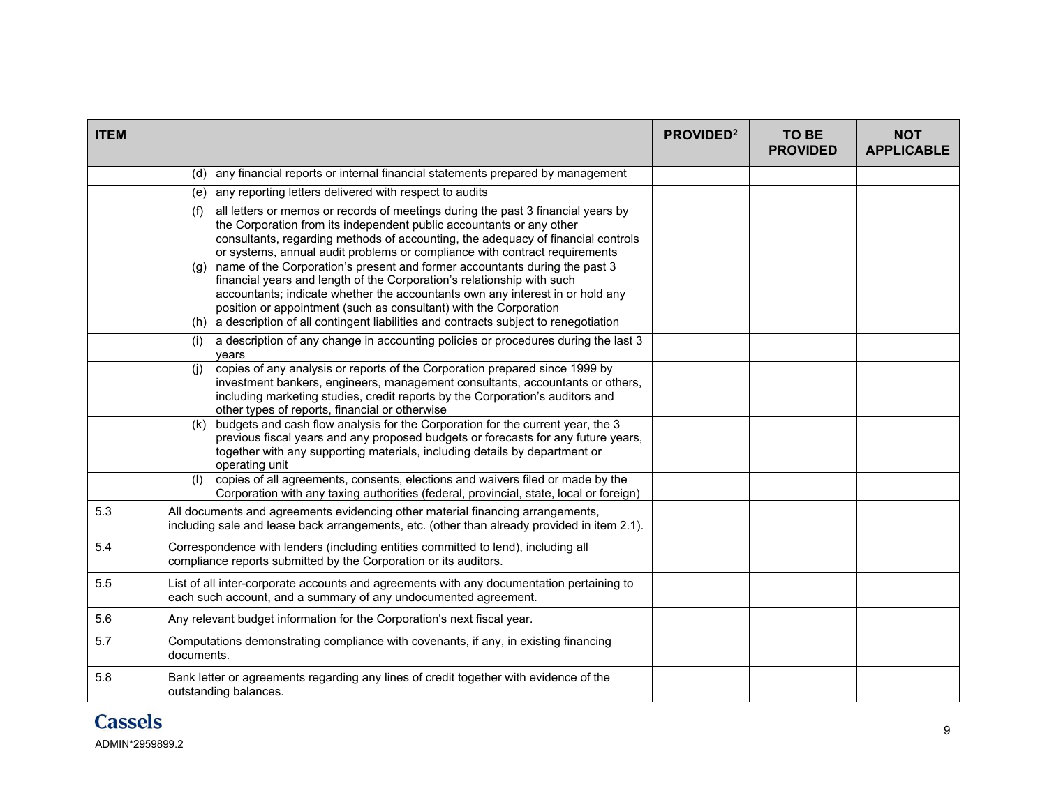| ITEM | | PROVIDED[2] | TO BE PROVIDED | NOT APPLICABLE |
|---|---|---|---|---|
| | (d) any financial reports or internal financial statements prepared by management | | | |
| | (e) any reporting letters delivered with respect to audits | | | |
| | (f) all letters or memos or records of meetings during the past 3 financial years by the Corporation from its independent public accountants or any other consultants, regarding methods of accounting, the adequacy of financial controls or systems, annual audit problems or compliance with contract requirements | | | |
| | (g) name of the Corporation's present and former accountants during the past 3 financial years and length of the Corporation's relationship with such accountants; indicate whether the accountants own any interest in or hold any position or appointment (such as consultant) with the Corporation | | | |
| | (h) a description of all contingent liabilities and contracts subject to renegotiation | | | |
| | (i) a description of any change in accounting policies or procedures during the last 3 years | | | |
| | (j) copies of any analysis or reports of the Corporation prepared since 1999 by investment bankers, engineers, management consultants, accountants or others, including marketing studies, credit reports by the Corporation's auditors and other types of reports, financial or otherwise | | | |
| | (k) budgets and cash flow analysis for the Corporation for the current year, the 3 previous fiscal years and any proposed budgets or forecasts for any future years, together with any supporting materials, including details by department or operating unit | | | |
| | (l) copies of all agreements, consents, elections and waivers filed or made by the Corporation with any taxing authorities (federal, provincial, state, local or foreign) | | | |
| 5.3 | All documents and agreements evidencing other material financing arrangements, including sale and lease back arrangements, etc. (other than already provided in item 2.1). | | | |
| 5.4 | Correspondence with lenders (including entities committed to lend), including all compliance reports submitted by the Corporation or its auditors. | | | |
| 5.5 | List of all inter-corporate accounts and agreements with any documentation pertaining to each such account, and a summary of any undocumented agreement. | | | |
| 5.6 | Any relevant budget information for the Corporation's next fiscal year. | | | |
| 5.7 | Computations demonstrating compliance with covenants, if any, in existing financing documents. | | | |
| 5.8 | Bank letter or agreements regarding any lines of credit together with evidence of the outstanding balances. | | | |

Cassels

ADMIN*2959899.2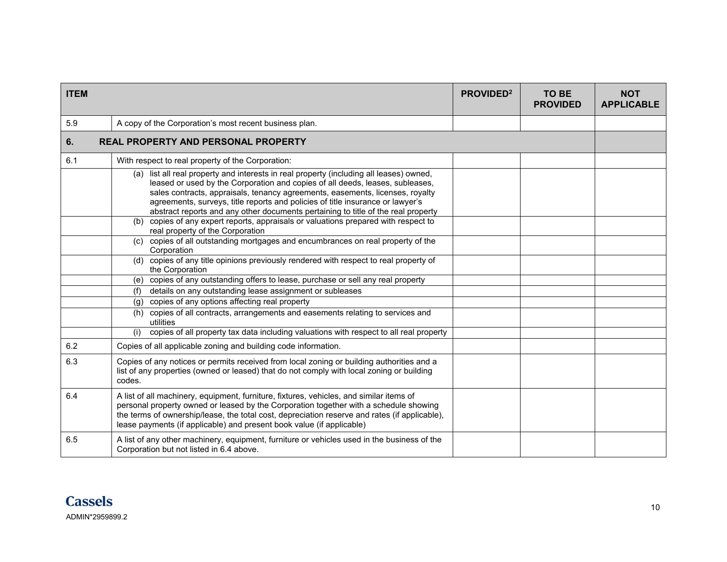| ITEM | | PROVIDED[2] | TO BE PROVIDED | NOT APPLICABLE |
|---|---|---|---|---|
| 5.9 | A copy of the Corporation's most recent business plan. | | | |
| **6.** | **REAL PROPERTY AND PERSONAL PROPERTY** | | | |
| 6.1 | With respect to real property of the Corporation: | | | |
| | (a) list all real property and interests in real property (including all leases) owned, leased or used by the Corporation and copies of all deeds, leases, subleases, sales contracts, appraisals, tenancy agreements, easements, licenses, royalty agreements, surveys, title reports and policies of title insurance or lawyer's abstract reports and any other documents pertaining to title of the real property | | | |
| | (b) copies of any expert reports, appraisals or valuations prepared with respect to real property of the Corporation | | | |
| | (c) copies of all outstanding mortgages and encumbrances on real property of the Corporation | | | |
| | (d) copies of any title opinions previously rendered with respect to real property of the Corporation | | | |
| | (e) copies of any outstanding offers to lease, purchase or sell any real property | | | |
| | (f) details on any outstanding lease assignment or subleases | | | |
| | (g) copies of any options affecting real property | | | |
| | (h) copies of all contracts, arrangements and easements relating to services and utilities | | | |
| | (i) copies of all property tax data including valuations with respect to all real property | | | |
| 6.2 | Copies of all applicable zoning and building code information. | | | |
| 6.3 | Copies of any notices or permits received from local zoning or building authorities and a list of any properties (owned or leased) that do not comply with local zoning or building codes. | | | |
| 6.4 | A list of all machinery, equipment, furniture, fixtures, vehicles, and similar items of personal property owned or leased by the Corporation together with a schedule showing the terms of ownership/lease, the total cost, depreciation reserve and rates (if applicable), lease payments (if applicable) and present book value (if applicable) | | | |
| 6.5 | A list of any other machinery, equipment, furniture or vehicles used in the business of the Corporation but not listed in 6.4 above. | | | |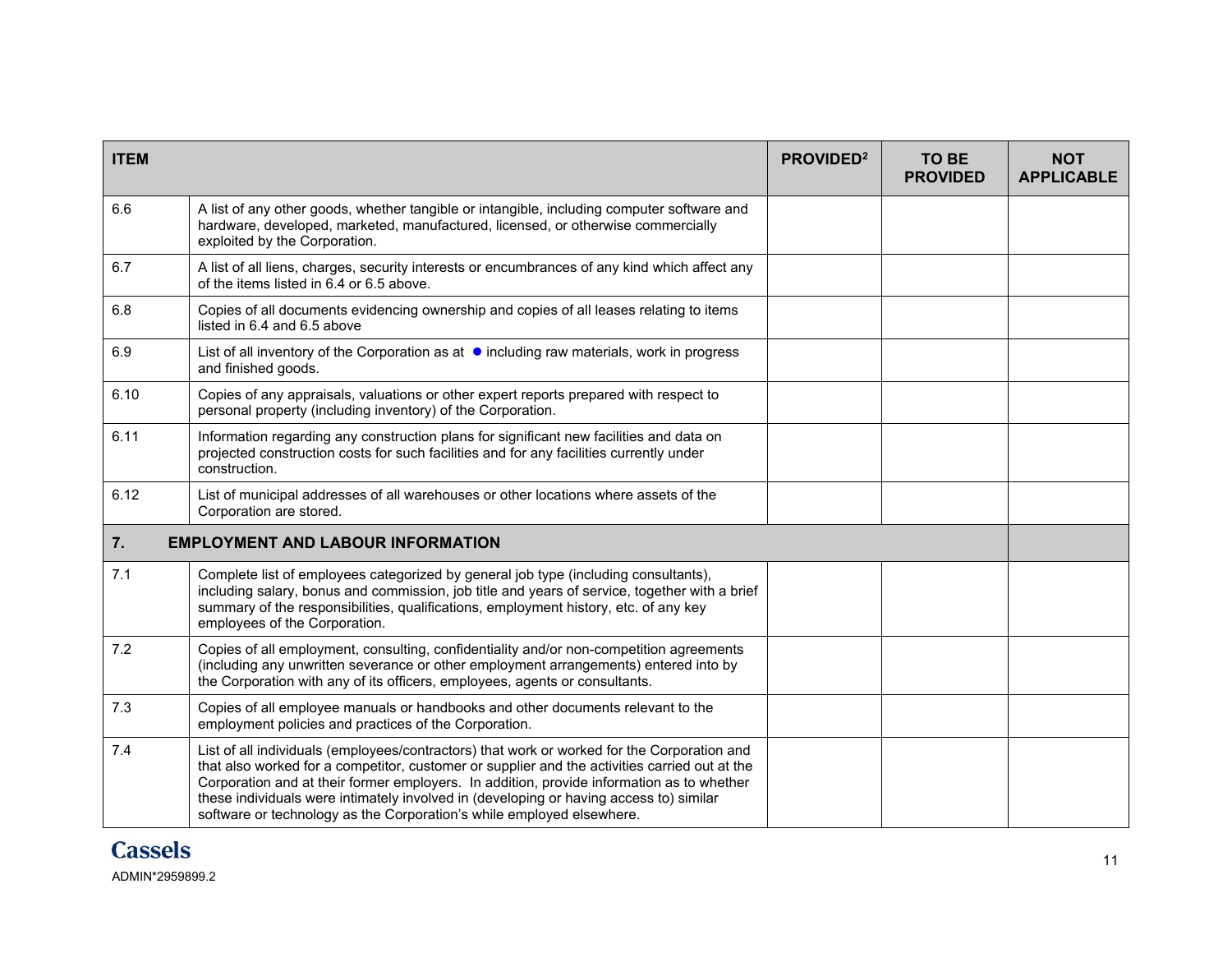| ITEM | | PROVIDED[2] | TO BE PROVIDED | NOT APPLICABLE |
|---|---|---|---|---|
| 6.6 | A list of any other goods, whether tangible or intangible, including computer software and hardware, developed, marketed, manufactured, licensed, or otherwise commercially exploited by the Corporation. | | | |
| 6.7 | A list of all liens, charges, security interests or encumbrances of any kind which affect any of the items listed in 6.4 or 6.5 above. | | | |
| 6.8 | Copies of all documents evidencing ownership and copies of all leases relating to items listed in 6.4 and 6.5 above | | | |
| 6.9 | List of all inventory of the Corporation as at ● including raw materials, work in progress and finished goods. | | | |
| 6.10 | Copies of any appraisals, valuations or other expert reports prepared with respect to personal property (including inventory) of the Corporation. | | | |
| 6.11 | Information regarding any construction plans for significant new facilities and data on projected construction costs for such facilities and for any facilities currently under construction. | | | |
| 6.12 | List of municipal addresses of all warehouses or other locations where assets of the Corporation are stored. | | | |
| **7.** | **EMPLOYMENT AND LABOUR INFORMATION** | | | |
| 7.1 | Complete list of employees categorized by general job type (including consultants), including salary, bonus and commission, job title and years of service, together with a brief summary of the responsibilities, qualifications, employment history, etc. of any key employees of the Corporation. | | | |
| 7.2 | Copies of all employment, consulting, confidentiality and/or non-competition agreements (including any unwritten severance or other employment arrangements) entered into by the Corporation with any of its officers, employees, agents or consultants. | | | |
| 7.3 | Copies of all employee manuals or handbooks and other documents relevant to the employment policies and practices of the Corporation. | | | |
| 7.4 | List of all individuals (employees/contractors) that work or worked for the Corporation and that also worked for a competitor, customer or supplier and the activities carried out at the Corporation and at their former employers. In addition, provide information as to whether these individuals were intimately involved in (developing or having access to) similar software or technology as the Corporation's while employed elsewhere. | | | |

Cassels

ADMIN*2959899.2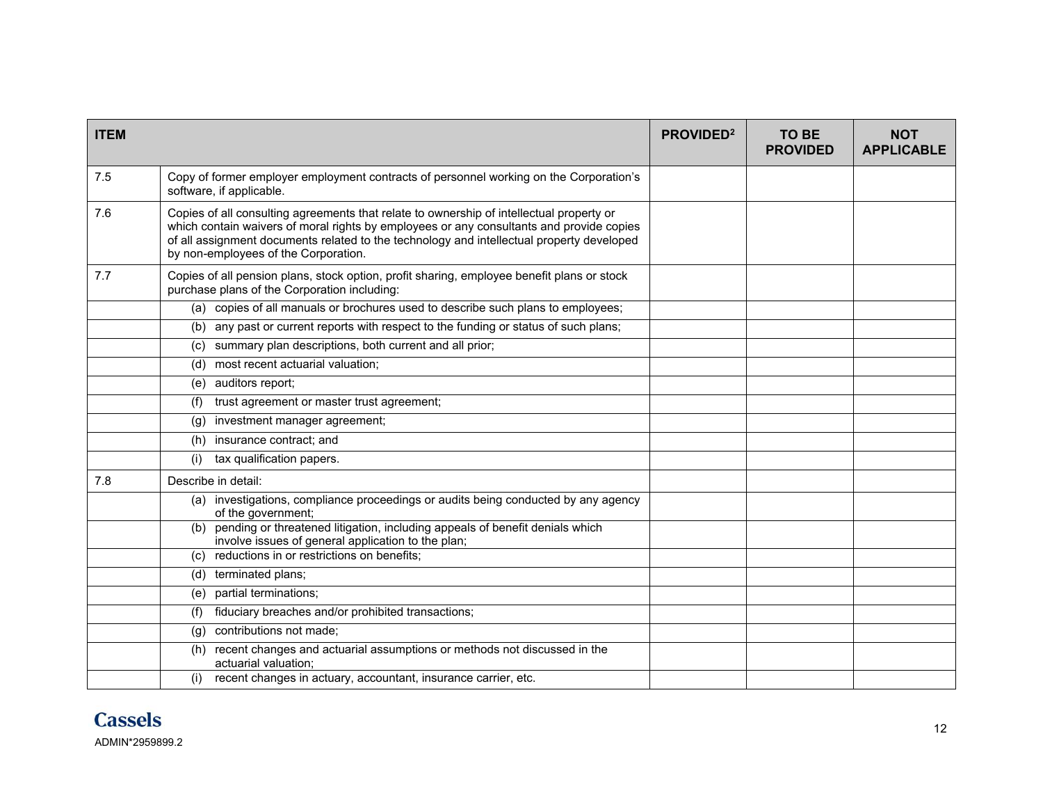| ITEM | | PROVIDED[2] | TO BE PROVIDED | NOT APPLICABLE |
|---|---|---|---|---|
| 7.5 | Copy of former employer employment contracts of personnel working on the Corporation's software, if applicable. | | | |
| 7.6 | Copies of all consulting agreements that relate to ownership of intellectual property or which contain waivers of moral rights by employees or any consultants and provide copies of all assignment documents related to the technology and intellectual property developed by non-employees of the Corporation. | | | |
| 7.7 | Copies of all pension plans, stock option, profit sharing, employee benefit plans or stock purchase plans of the Corporation including: | | | |
| | (a) copies of all manuals or brochures used to describe such plans to employees; | | | |
| | (b) any past or current reports with respect to the funding or status of such plans; | | | |
| | (c) summary plan descriptions, both current and all prior; | | | |
| | (d) most recent actuarial valuation; | | | |
| | (e) auditors report; | | | |
| | (f) trust agreement or master trust agreement; | | | |
| | (g) investment manager agreement; | | | |
| | (h) insurance contract; and | | | |
| | (i) tax qualification papers. | | | |
| 7.8 | Describe in detail: | | | |
| | (a) investigations, compliance proceedings or audits being conducted by any agency of the government; | | | |
| | (b) pending or threatened litigation, including appeals of benefit denials which involve issues of general application to the plan; | | | |
| | (c) reductions in or restrictions on benefits; | | | |
| | (d) terminated plans; | | | |
| | (e) partial terminations; | | | |
| | (f) fiduciary breaches and/or prohibited transactions; | | | |
| | (g) contributions not made; | | | |
| | (h) recent changes and actuarial assumptions or methods not discussed in the actuarial valuation; | | | |
| | (i) recent changes in actuary, accountant, insurance carrier, etc. | | | |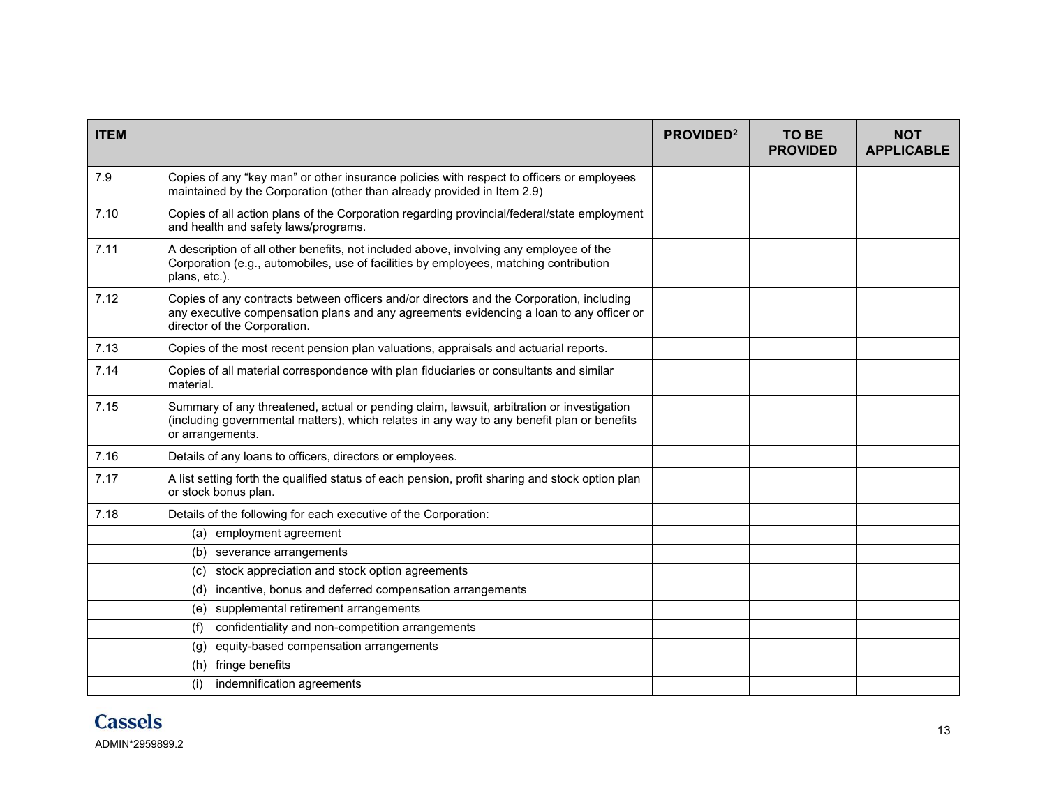| ITEM | | PROVIDED[2] | TO BE PROVIDED | NOT APPLICABLE |
|---|---|---|---|---|
| 7.9 | Copies of any "key man" or other insurance policies with respect to officers or employees maintained by the Corporation (other than already provided in Item 2.9) | | | |
| 7.10 | Copies of all action plans of the Corporation regarding provincial/federal/state employment and health and safety laws/programs. | | | |
| 7.11 | A description of all other benefits, not included above, involving any employee of the Corporation (e.g., automobiles, use of facilities by employees, matching contribution plans, etc.). | | | |
| 7.12 | Copies of any contracts between officers and/or directors and the Corporation, including any executive compensation plans and any agreements evidencing a loan to any officer or director of the Corporation. | | | |
| 7.13 | Copies of the most recent pension plan valuations, appraisals and actuarial reports. | | | |
| 7.14 | Copies of all material correspondence with plan fiduciaries or consultants and similar material. | | | |
| 7.15 | Summary of any threatened, actual or pending claim, lawsuit, arbitration or investigation (including governmental matters), which relates in any way to any benefit plan or benefits or arrangements. | | | |
| 7.16 | Details of any loans to officers, directors or employees. | | | |
| 7.17 | A list setting forth the qualified status of each pension, profit sharing and stock option plan or stock bonus plan. | | | |
| 7.18 | Details of the following for each executive of the Corporation: | | | |
| | (a) employment agreement | | | |
| | (b) severance arrangements | | | |
| | (c) stock appreciation and stock option agreements | | | |
| | (d) incentive, bonus and deferred compensation arrangements | | | |
| | (e) supplemental retirement arrangements | | | |
| | (f) confidentiality and non-competition arrangements | | | |
| | (g) equity-based compensation arrangements | | | |
| | (h) fringe benefits | | | |
| | (i) indemnification agreements | | | |

Cassels

ADMIN*2959899.2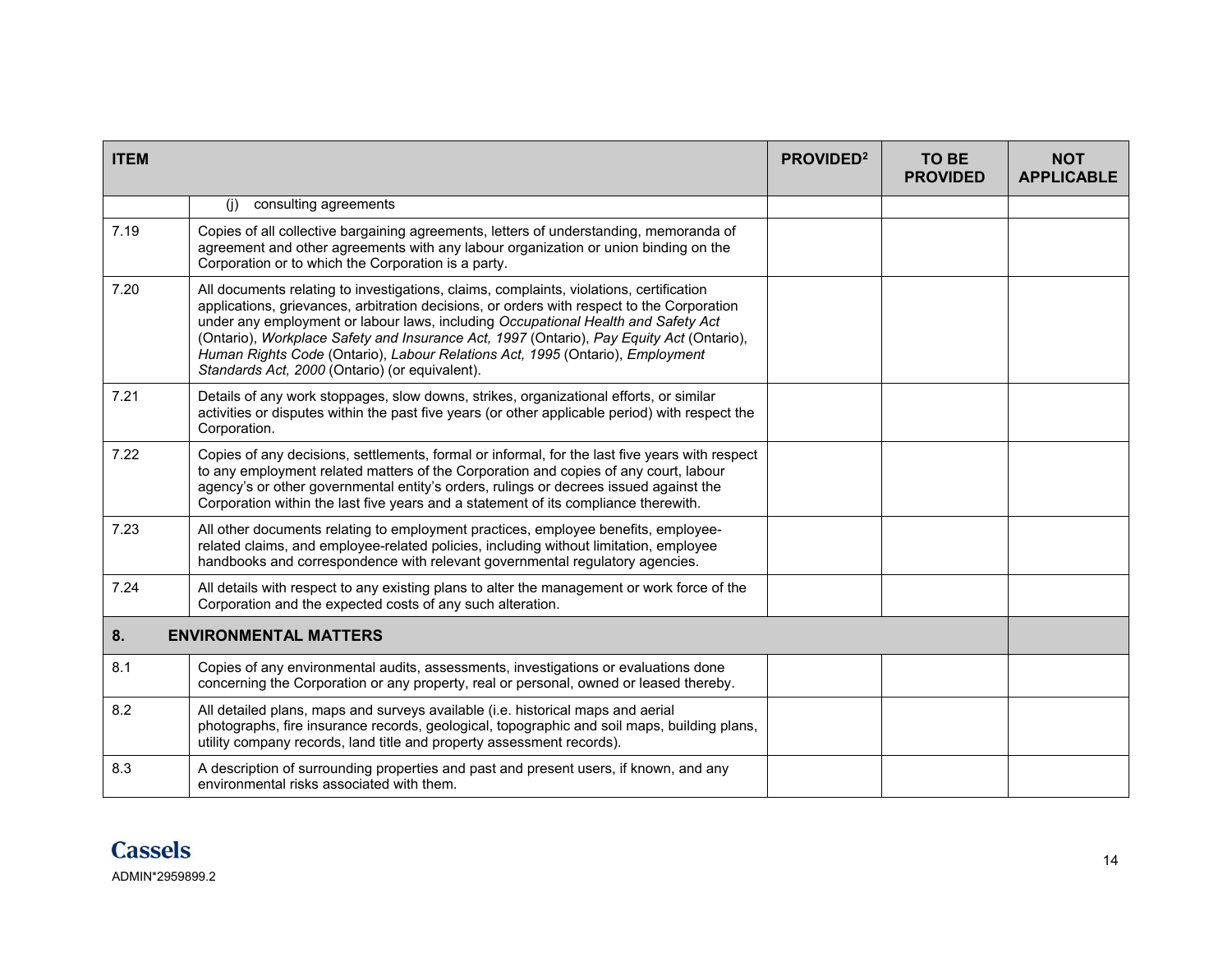| ITEM | | PROVIDED[2] | TO BE PROVIDED | NOT APPLICABLE |
|---|---|---|---|---|
| | (j) consulting agreements | | | |
| 7.19 | Copies of all collective bargaining agreements, letters of understanding, memoranda of agreement and other agreements with any labour organization or union binding on the Corporation or to which the Corporation is a party. | | | |
| 7.20 | All documents relating to investigations, claims, complaints, violations, certification applications, grievances, arbitration decisions, or orders with respect to the Corporation under any employment or labour laws, including *Occupational Health and Safety Act* (Ontario), *Workplace Safety and Insurance Act, 1997* (Ontario), *Pay Equity Act* (Ontario), *Human Rights Code* (Ontario), *Labour Relations Act, 1995* (Ontario), *Employment Standards Act, 2000* (Ontario) (or equivalent). | | | |
| 7.21 | Details of any work stoppages, slow downs, strikes, organizational efforts, or similar activities or disputes within the past five years (or other applicable period) with respect the Corporation. | | | |
| 7.22 | Copies of any decisions, settlements, formal or informal, for the last five years with respect to any employment related matters of the Corporation and copies of any court, labour agency's or other governmental entity's orders, rulings or decrees issued against the Corporation within the last five years and a statement of its compliance therewith. | | | |
| 7.23 | All other documents relating to employment practices, employee benefits, employee-related claims, and employee-related policies, including without limitation, employee handbooks and correspondence with relevant governmental regulatory agencies. | | | |
| 7.24 | All details with respect to any existing plans to alter the management or work force of the Corporation and the expected costs of any such alteration. | | | |
| **8.** | **ENVIRONMENTAL MATTERS** | | | |
| 8.1 | Copies of any environmental audits, assessments, investigations or evaluations done concerning the Corporation or any property, real or personal, owned or leased thereby. | | | |
| 8.2 | All detailed plans, maps and surveys available (i.e. historical maps and aerial photographs, fire insurance records, geological, topographic and soil maps, building plans, utility company records, land title and property assessment records). | | | |
| 8.3 | A description of surrounding properties and past and present users, if known, and any environmental risks associated with them. | | | |

Cassels

ADMIN*2959899.2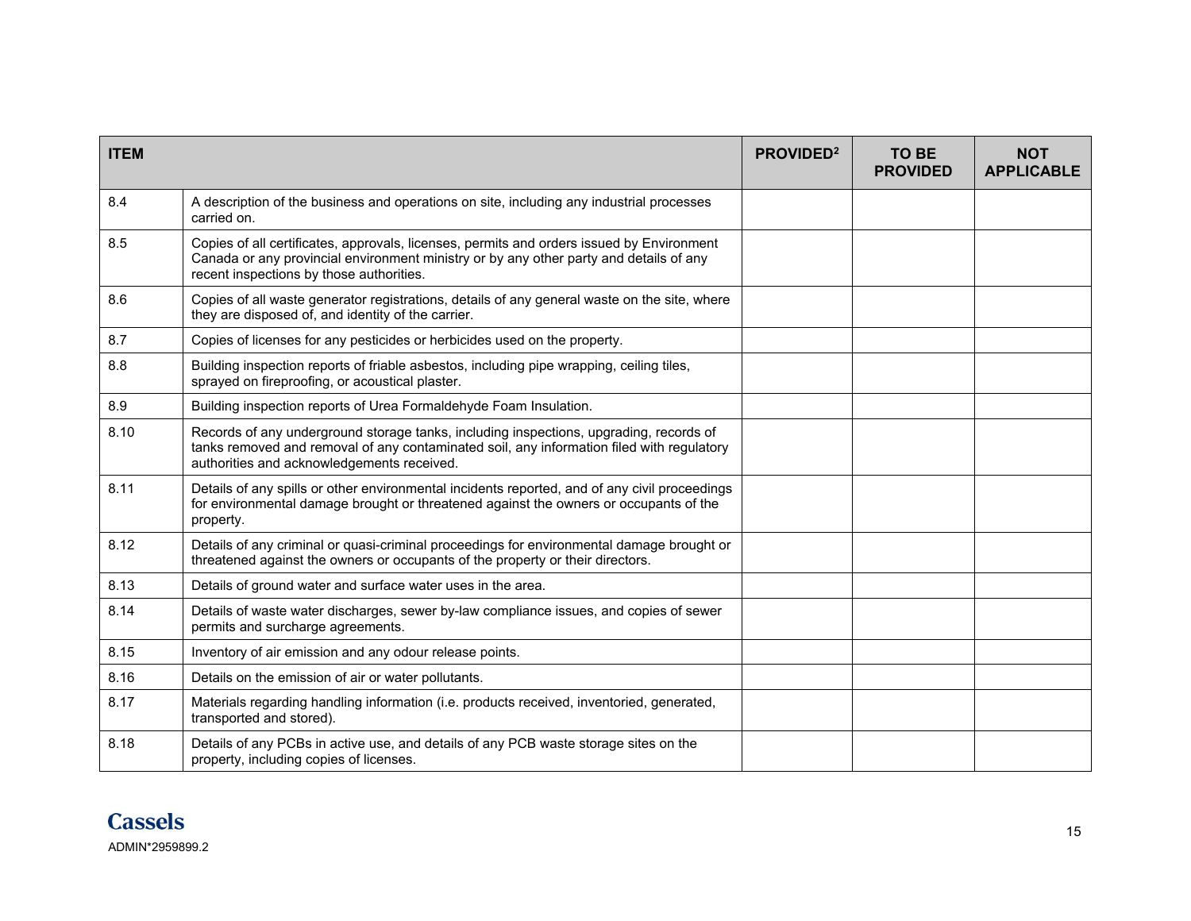| ITEM | | PROVIDED[2] | TO BE PROVIDED | NOT APPLICABLE |
|---|---|---|---|---|
| 8.4 | A description of the business and operations on site, including any industrial processes carried on. | | | |
| 8.5 | Copies of all certificates, approvals, licenses, permits and orders issued by Environment Canada or any provincial environment ministry or by any other party and details of any recent inspections by those authorities. | | | |
| 8.6 | Copies of all waste generator registrations, details of any general waste on the site, where they are disposed of, and identity of the carrier. | | | |
| 8.7 | Copies of licenses for any pesticides or herbicides used on the property. | | | |
| 8.8 | Building inspection reports of friable asbestos, including pipe wrapping, ceiling tiles, sprayed on fireproofing, or acoustical plaster. | | | |
| 8.9 | Building inspection reports of Urea Formaldehyde Foam Insulation. | | | |
| 8.10 | Records of any underground storage tanks, including inspections, upgrading, records of tanks removed and removal of any contaminated soil, any information filed with regulatory authorities and acknowledgements received. | | | |
| 8.11 | Details of any spills or other environmental incidents reported, and of any civil proceedings for environmental damage brought or threatened against the owners or occupants of the property. | | | |
| 8.12 | Details of any criminal or quasi-criminal proceedings for environmental damage brought or threatened against the owners or occupants of the property or their directors. | | | |
| 8.13 | Details of ground water and surface water uses in the area. | | | |
| 8.14 | Details of waste water discharges, sewer by-law compliance issues, and copies of sewer permits and surcharge agreements. | | | |
| 8.15 | Inventory of air emission and any odour release points. | | | |
| 8.16 | Details on the emission of air or water pollutants. | | | |
| 8.17 | Materials regarding handling information (i.e. products received, inventoried, generated, transported and stored). | | | |
| 8.18 | Details of any PCBs in active use, and details of any PCB waste storage sites on the property, including copies of licenses. | | | |

Cassels

ADMIN*2959899.2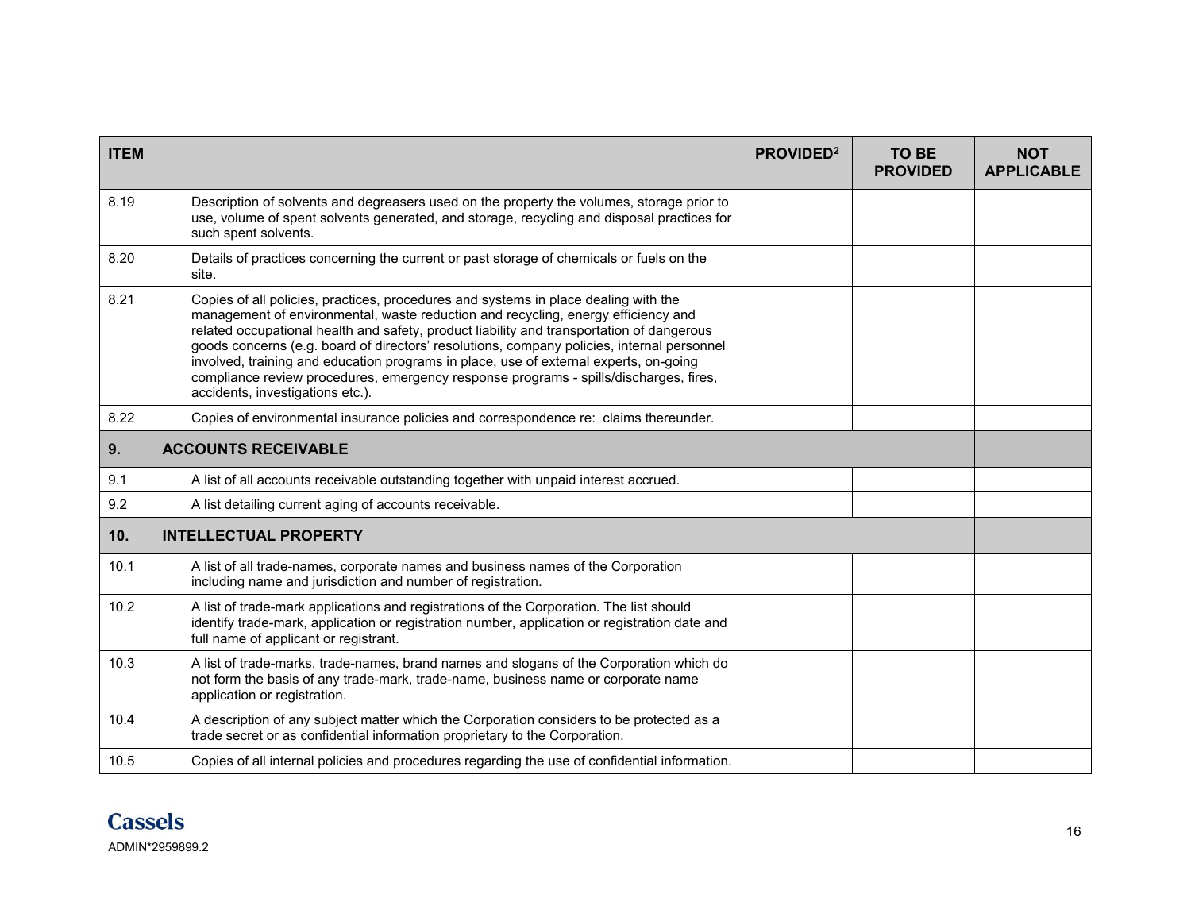| ITEM | | PROVIDED[2] | TO BE PROVIDED | NOT APPLICABLE |
|---|---|---|---|---|
| 8.19 | Description of solvents and degreasers used on the property the volumes, storage prior to use, volume of spent solvents generated, and storage, recycling and disposal practices for such spent solvents. | | | |
| 8.20 | Details of practices concerning the current or past storage of chemicals or fuels on the site. | | | |
| 8.21 | Copies of all policies, practices, procedures and systems in place dealing with the management of environmental, waste reduction and recycling, energy efficiency and related occupational health and safety, product liability and transportation of dangerous goods concerns (e.g. board of directors' resolutions, company policies, internal personnel involved, training and education programs in place, use of external experts, on-going compliance review procedures, emergency response programs - spills/discharges, fires, accidents, investigations etc.). | | | |
| 8.22 | Copies of environmental insurance policies and correspondence re: claims thereunder. | | | |
| **9.** | **ACCOUNTS RECEIVABLE** | | | |
| 9.1 | A list of all accounts receivable outstanding together with unpaid interest accrued. | | | |
| 9.2 | A list detailing current aging of accounts receivable. | | | |
| **10.** | **INTELLECTUAL PROPERTY** | | | |
| 10.1 | A list of all trade-names, corporate names and business names of the Corporation including name and jurisdiction and number of registration. | | | |
| 10.2 | A list of trade-mark applications and registrations of the Corporation. The list should identify trade-mark, application or registration number, application or registration date and full name of applicant or registrant. | | | |
| 10.3 | A list of trade-marks, trade-names, brand names and slogans of the Corporation which do not form the basis of any trade-mark, trade-name, business name or corporate name application or registration. | | | |
| 10.4 | A description of any subject matter which the Corporation considers to be protected as a trade secret or as confidential information proprietary to the Corporation. | | | |
| 10.5 | Copies of all internal policies and procedures regarding the use of confidential information. | | | |

Cassels

ADMIN*2959899.2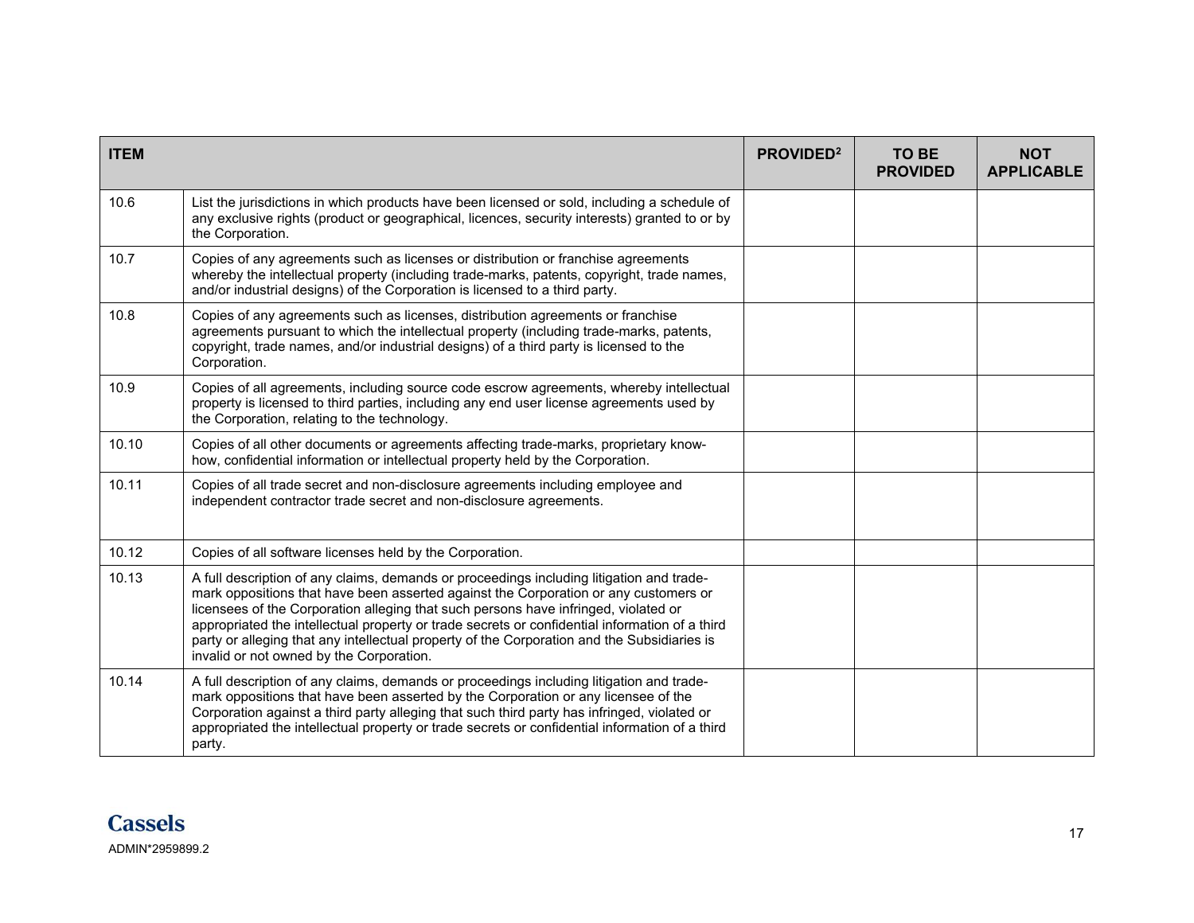| ITEM | | PROVIDED[2] | TO BE PROVIDED | NOT APPLICABLE |
| --- | --- | --- | --- | --- |
| 10.6 | List the jurisdictions in which products have been licensed or sold, including a schedule of any exclusive rights (product or geographical, licences, security interests) granted to or by the Corporation. | | | |
| 10.7 | Copies of any agreements such as licenses or distribution or franchise agreements whereby the intellectual property (including trade-marks, patents, copyright, trade names, and/or industrial designs) of the Corporation is licensed to a third party. | | | |
| 10.8 | Copies of any agreements such as licenses, distribution agreements or franchise agreements pursuant to which the intellectual property (including trade-marks, patents, copyright, trade names, and/or industrial designs) of a third party is licensed to the Corporation. | | | |
| 10.9 | Copies of all agreements, including source code escrow agreements, whereby intellectual property is licensed to third parties, including any end user license agreements used by the Corporation, relating to the technology. | | | |
| 10.10 | Copies of all other documents or agreements affecting trade-marks, proprietary know-how, confidential information or intellectual property held by the Corporation. | | | |
| 10.11 | Copies of all trade secret and non-disclosure agreements including employee and independent contractor trade secret and non-disclosure agreements. | | | |
| 10.12 | Copies of all software licenses held by the Corporation. | | | |
| 10.13 | A full description of any claims, demands or proceedings including litigation and trade-mark oppositions that have been asserted against the Corporation or any customers or licensees of the Corporation alleging that such persons have infringed, violated or appropriated the intellectual property or trade secrets or confidential information of a third party or alleging that any intellectual property of the Corporation and the Subsidiaries is invalid or not owned by the Corporation. | | | |
| 10.14 | A full description of any claims, demands or proceedings including litigation and trade-mark oppositions that have been asserted by the Corporation or any licensee of the Corporation against a third party alleging that such third party has infringed, violated or appropriated the intellectual property or trade secrets or confidential information of a third party. | | | |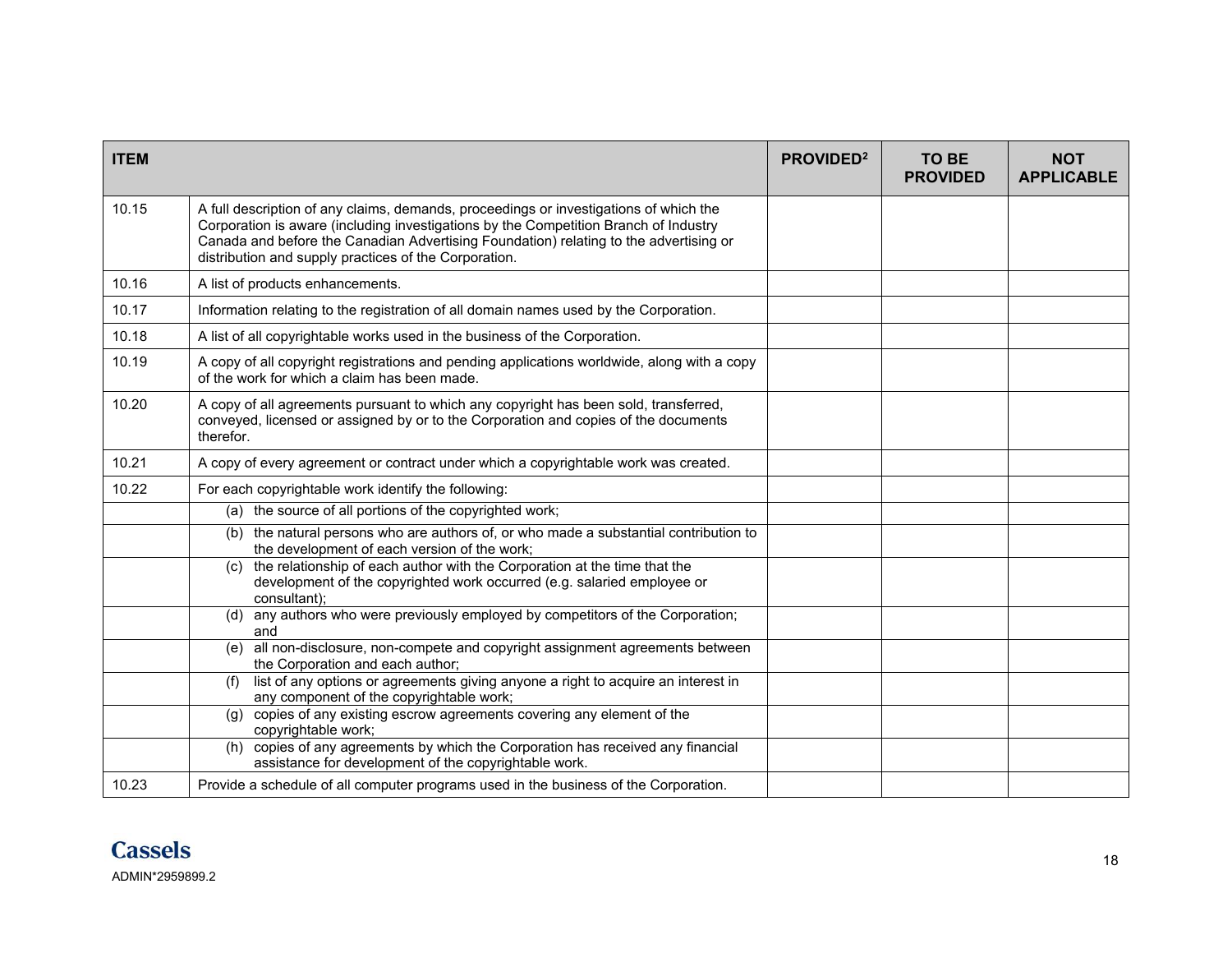| ITEM | | PROVIDED[2] | TO BE PROVIDED | NOT APPLICABLE |
|---|---|---|---|---|
| 10.15 | A full description of any claims, demands, proceedings or investigations of which the Corporation is aware (including investigations by the Competition Branch of Industry Canada and before the Canadian Advertising Foundation) relating to the advertising or distribution and supply practices of the Corporation. | | | |
| 10.16 | A list of products enhancements. | | | |
| 10.17 | Information relating to the registration of all domain names used by the Corporation. | | | |
| 10.18 | A list of all copyrightable works used in the business of the Corporation. | | | |
| 10.19 | A copy of all copyright registrations and pending applications worldwide, along with a copy of the work for which a claim has been made. | | | |
| 10.20 | A copy of all agreements pursuant to which any copyright has been sold, transferred, conveyed, licensed or assigned by or to the Corporation and copies of the documents therefor. | | | |
| 10.21 | A copy of every agreement or contract under which a copyrightable work was created. | | | |
| 10.22 | For each copyrightable work identify the following: | | | |
| | (a) the source of all portions of the copyrighted work; | | | |
| | (b) the natural persons who are authors of, or who made a substantial contribution to the development of each version of the work; | | | |
| | (c) the relationship of each author with the Corporation at the time that the development of the copyrighted work occurred (e.g. salaried employee or consultant); | | | |
| | (d) any authors who were previously employed by competitors of the Corporation; and | | | |
| | (e) all non-disclosure, non-compete and copyright assignment agreements between the Corporation and each author; | | | |
| | (f) list of any options or agreements giving anyone a right to acquire an interest in any component of the copyrightable work; | | | |
| | (g) copies of any existing escrow agreements covering any element of the copyrightable work; | | | |
| | (h) copies of any agreements by which the Corporation has received any financial assistance for development of the copyrightable work. | | | |
| 10.23 | Provide a schedule of all computer programs used in the business of the Corporation. | | | |

Cassels

ADMIN*2959899.2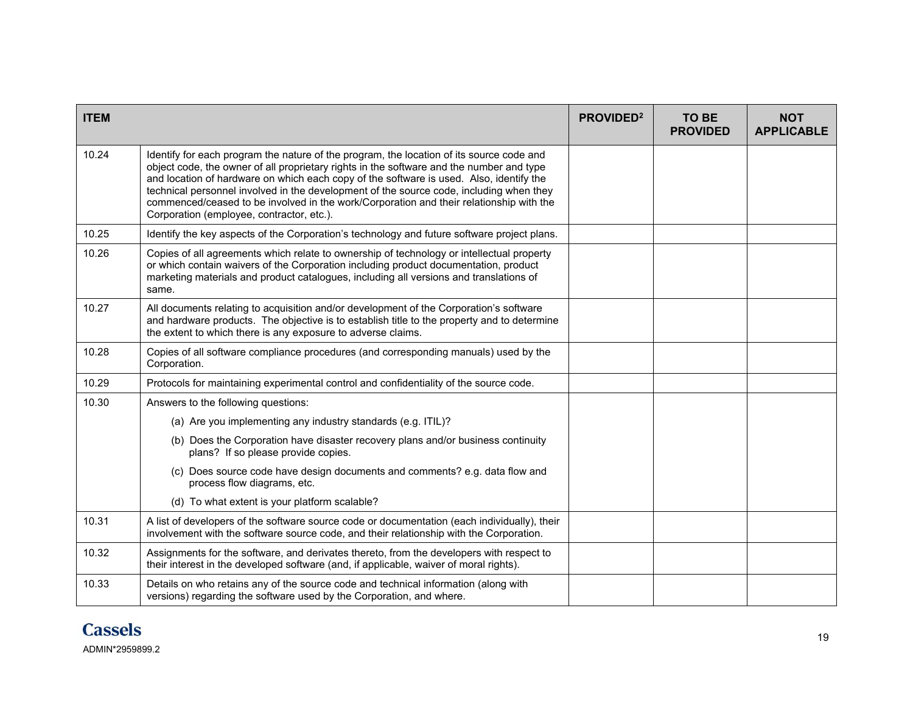| ITEM | | PROVIDED[2] | TO BE PROVIDED | NOT APPLICABLE |
|---|---|---|---|---|
| 10.24 | Identify for each program the nature of the program, the location of its source code and object code, the owner of all proprietary rights in the software and the number and type and location of hardware on which each copy of the software is used. Also, identify the technical personnel involved in the development of the source code, including when they commenced/ceased to be involved in the work/Corporation and their relationship with the Corporation (employee, contractor, etc.). | | | |
| 10.25 | Identify the key aspects of the Corporation's technology and future software project plans. | | | |
| 10.26 | Copies of all agreements which relate to ownership of technology or intellectual property or which contain waivers of the Corporation including product documentation, product marketing materials and product catalogues, including all versions and translations of same. | | | |
| 10.27 | All documents relating to acquisition and/or development of the Corporation's software and hardware products. The objective is to establish title to the property and to determine the extent to which there is any exposure to adverse claims. | | | |
| 10.28 | Copies of all software compliance procedures (and corresponding manuals) used by the Corporation. | | | |
| 10.29 | Protocols for maintaining experimental control and confidentiality of the source code. | | | |
| 10.30 | Answers to the following questions:<br>(a) Are you implementing any industry standards (e.g. ITIL)?<br>(b) Does the Corporation have disaster recovery plans and/or business continuity plans? If so please provide copies.<br>(c) Does source code have design documents and comments? e.g. data flow and process flow diagrams, etc.<br>(d) To what extent is your platform scalable? | | | |
| 10.31 | A list of developers of the software source code or documentation (each individually), their involvement with the software source code, and their relationship with the Corporation. | | | |
| 10.32 | Assignments for the software, and derivates thereto, from the developers with respect to their interest in the developed software (and, if applicable, waiver of moral rights). | | | |
| 10.33 | Details on who retains any of the source code and technical information (along with versions) regarding the software used by the Corporation, and where. | | | |

Cassels

ADMIN*2959899.2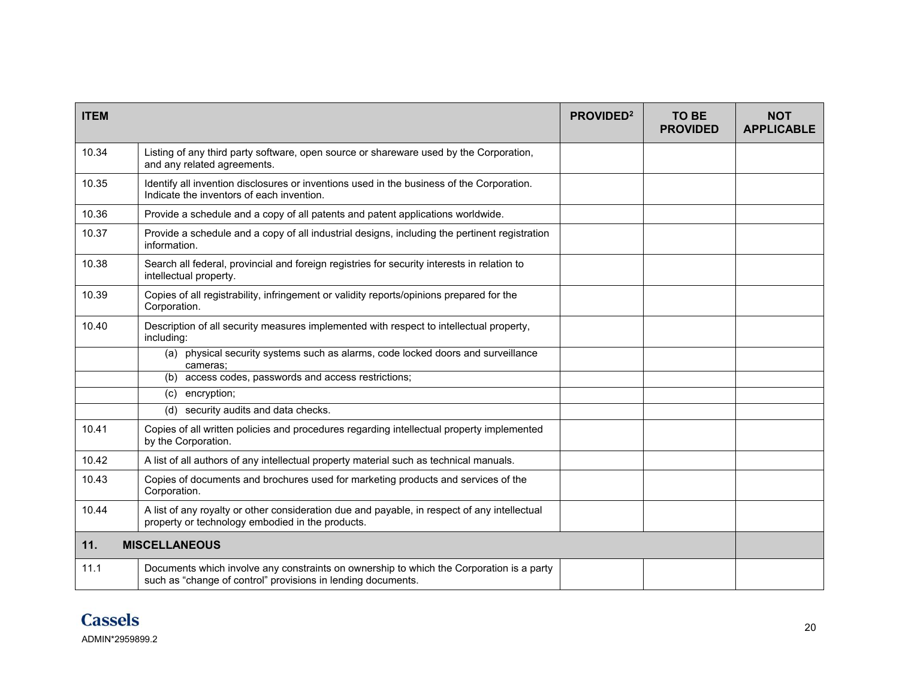| ITEM | | PROVIDED[2] | TO BE PROVIDED | NOT APPLICABLE |
|---|---|---|---|---|
| 10.34 | Listing of any third party software, open source or shareware used by the Corporation, and any related agreements. | | | |
| 10.35 | Identify all invention disclosures or inventions used in the business of the Corporation. Indicate the inventors of each invention. | | | |
| 10.36 | Provide a schedule and a copy of all patents and patent applications worldwide. | | | |
| 10.37 | Provide a schedule and a copy of all industrial designs, including the pertinent registration information. | | | |
| 10.38 | Search all federal, provincial and foreign registries for security interests in relation to intellectual property. | | | |
| 10.39 | Copies of all registrability, infringement or validity reports/opinions prepared for the Corporation. | | | |
| 10.40 | Description of all security measures implemented with respect to intellectual property, including: | | | |
| | (a) physical security systems such as alarms, code locked doors and surveillance cameras; | | | |
| | (b) access codes, passwords and access restrictions; | | | |
| | (c) encryption; | | | |
| | (d) security audits and data checks. | | | |
| 10.41 | Copies of all written policies and procedures regarding intellectual property implemented by the Corporation. | | | |
| 10.42 | A list of all authors of any intellectual property material such as technical manuals. | | | |
| 10.43 | Copies of documents and brochures used for marketing products and services of the Corporation. | | | |
| 10.44 | A list of any royalty or other consideration due and payable, in respect of any intellectual property or technology embodied in the products. | | | |
| **11.** | **MISCELLANEOUS** | | | |
| 11.1 | Documents which involve any constraints on ownership to which the Corporation is a party such as "change of control" provisions in lending documents. | | | |

Cassels

ADMIN*2959899.2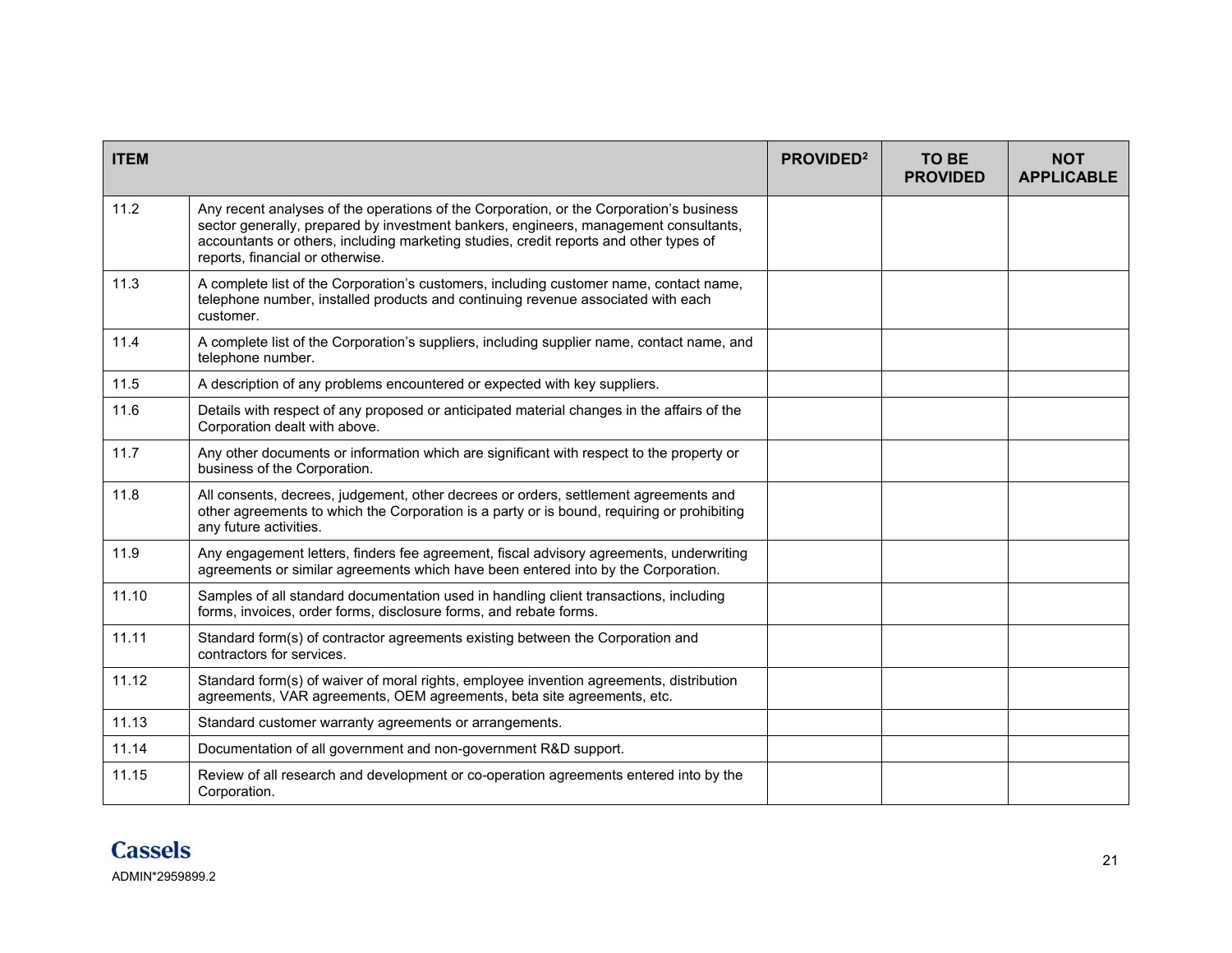| ITEM | | PROVIDED[2] | TO BE PROVIDED | NOT APPLICABLE |
|---|---|---|---|---|
| 11.2 | Any recent analyses of the operations of the Corporation, or the Corporation's business sector generally, prepared by investment bankers, engineers, management consultants, accountants or others, including marketing studies, credit reports and other types of reports, financial or otherwise. | | | |
| 11.3 | A complete list of the Corporation's customers, including customer name, contact name, telephone number, installed products and continuing revenue associated with each customer. | | | |
| 11.4 | A complete list of the Corporation's suppliers, including supplier name, contact name, and telephone number. | | | |
| 11.5 | A description of any problems encountered or expected with key suppliers. | | | |
| 11.6 | Details with respect of any proposed or anticipated material changes in the affairs of the Corporation dealt with above. | | | |
| 11.7 | Any other documents or information which are significant with respect to the property or business of the Corporation. | | | |
| 11.8 | All consents, decrees, judgement, other decrees or orders, settlement agreements and other agreements to which the Corporation is a party or is bound, requiring or prohibiting any future activities. | | | |
| 11.9 | Any engagement letters, finders fee agreement, fiscal advisory agreements, underwriting agreements or similar agreements which have been entered into by the Corporation. | | | |
| 11.10 | Samples of all standard documentation used in handling client transactions, including forms, invoices, order forms, disclosure forms, and rebate forms. | | | |
| 11.11 | Standard form(s) of contractor agreements existing between the Corporation and contractors for services. | | | |
| 11.12 | Standard form(s) of waiver of moral rights, employee invention agreements, distribution agreements, VAR agreements, OEM agreements, beta site agreements, etc. | | | |
| 11.13 | Standard customer warranty agreements or arrangements. | | | |
| 11.14 | Documentation of all government and non-government R&D support. | | | |
| 11.15 | Review of all research and development or co-operation agreements entered into by the Corporation. | | | |

Cassels

ADMIN*2959899.2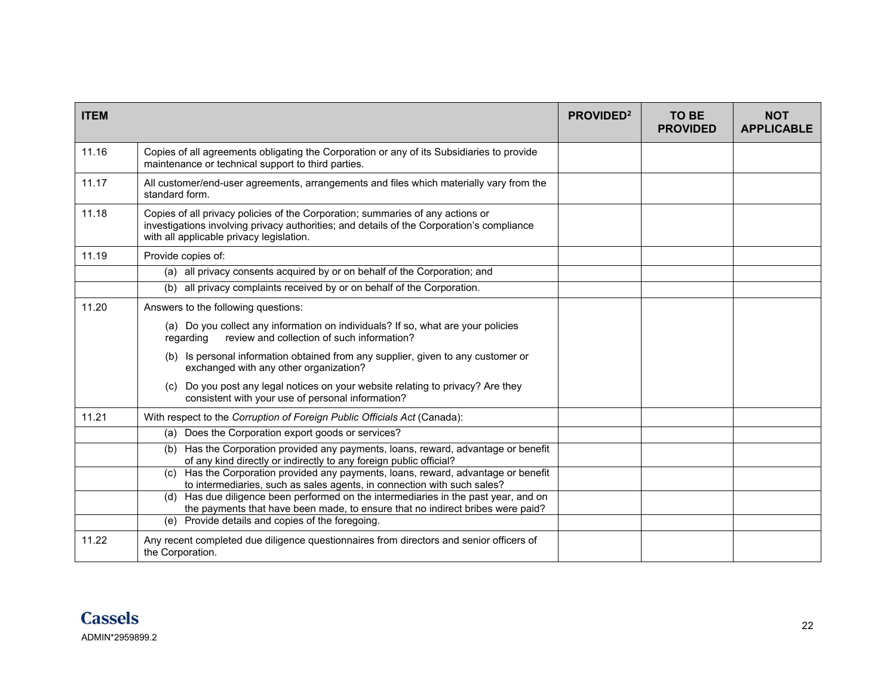| ITEM | | PROVIDED[2] | TO BE PROVIDED | NOT APPLICABLE |
|---|---|---|---|---|
| 11.16 | Copies of all agreements obligating the Corporation or any of its Subsidiaries to provide maintenance or technical support to third parties. | | | |
| 11.17 | All customer/end-user agreements, arrangements and files which materially vary from the standard form. | | | |
| 11.18 | Copies of all privacy policies of the Corporation; summaries of any actions or investigations involving privacy authorities; and details of the Corporation's compliance with all applicable privacy legislation. | | | |
| 11.19 | Provide copies of: | | | |
| | (a) all privacy consents acquired by or on behalf of the Corporation; and | | | |
| | (b) all privacy complaints received by or on behalf of the Corporation. | | | |
| 11.20 | Answers to the following questions:<br><br>(a) Do you collect any information on individuals? If so, what are your policies regarding review and collection of such information?<br><br>(b) Is personal information obtained from any supplier, given to any customer or exchanged with any other organization?<br><br>(c) Do you post any legal notices on your website relating to privacy? Are they consistent with your use of personal information? | | | |
| 11.21 | With respect to the *Corruption of Foreign Public Officials Act* (Canada): | | | |
| | (a) Does the Corporation export goods or services? | | | |
| | (b) Has the Corporation provided any payments, loans, reward, advantage or benefit of any kind directly or indirectly to any foreign public official? | | | |
| | (c) Has the Corporation provided any payments, loans, reward, advantage or benefit to intermediaries, such as sales agents, in connection with such sales? | | | |
| | (d) Has due diligence been performed on the intermediaries in the past year, and on the payments that have been made, to ensure that no indirect bribes were paid? | | | |
| | (e) Provide details and copies of the foregoing. | | | |
| 11.22 | Any recent completed due diligence questionnaires from directors and senior officers of the Corporation. | | | |

Cassels

ADMIN*2959899.2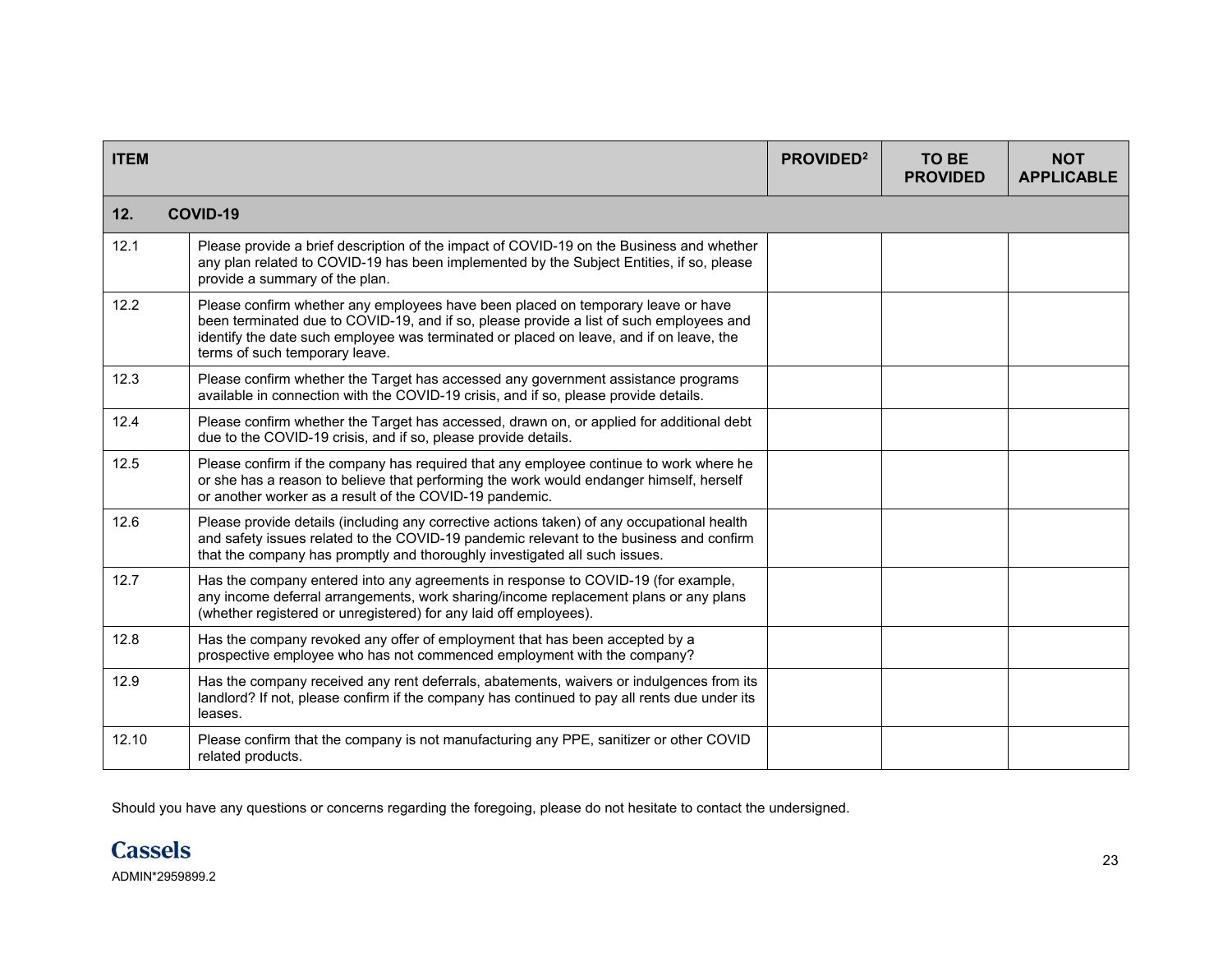| ITEM | | PROVIDED[2] | TO BE PROVIDED | NOT APPLICABLE |
|---|---|---|---|---|
| **12.** | **COVID-19** | | | |
| 12.1 | Please provide a brief description of the impact of COVID-19 on the Business and whether any plan related to COVID-19 has been implemented by the Subject Entities, if so, please provide a summary of the plan. | | | |
| 12.2 | Please confirm whether any employees have been placed on temporary leave or have been terminated due to COVID-19, and if so, please provide a list of such employees and identify the date such employee was terminated or placed on leave, and if on leave, the terms of such temporary leave. | | | |
| 12.3 | Please confirm whether the Target has accessed any government assistance programs available in connection with the COVID-19 crisis, and if so, please provide details. | | | |
| 12.4 | Please confirm whether the Target has accessed, drawn on, or applied for additional debt due to the COVID-19 crisis, and if so, please provide details. | | | |
| 12.5 | Please confirm if the company has required that any employee continue to work where he or she has a reason to believe that performing the work would endanger himself, herself or another worker as a result of the COVID-19 pandemic. | | | |
| 12.6 | Please provide details (including any corrective actions taken) of any occupational health and safety issues related to the COVID-19 pandemic relevant to the business and confirm that the company has promptly and thoroughly investigated all such issues. | | | |
| 12.7 | Has the company entered into any agreements in response to COVID-19 (for example, any income deferral arrangements, work sharing/income replacement plans or any plans (whether registered or unregistered) for any laid off employees). | | | |
| 12.8 | Has the company revoked any offer of employment that has been accepted by a prospective employee who has not commenced employment with the company? | | | |
| 12.9 | Has the company received any rent deferrals, abatements, waivers or indulgences from its landlord? If not, please confirm if the company has continued to pay all rents due under its leases. | | | |
| 12.10 | Please confirm that the company is not manufacturing any PPE, sanitizer or other COVID related products. | | | |

Should you have any questions or concerns regarding the foregoing, please do not hesitate to contact the undersigned.

**Cassels**

ADMIN*2959899.2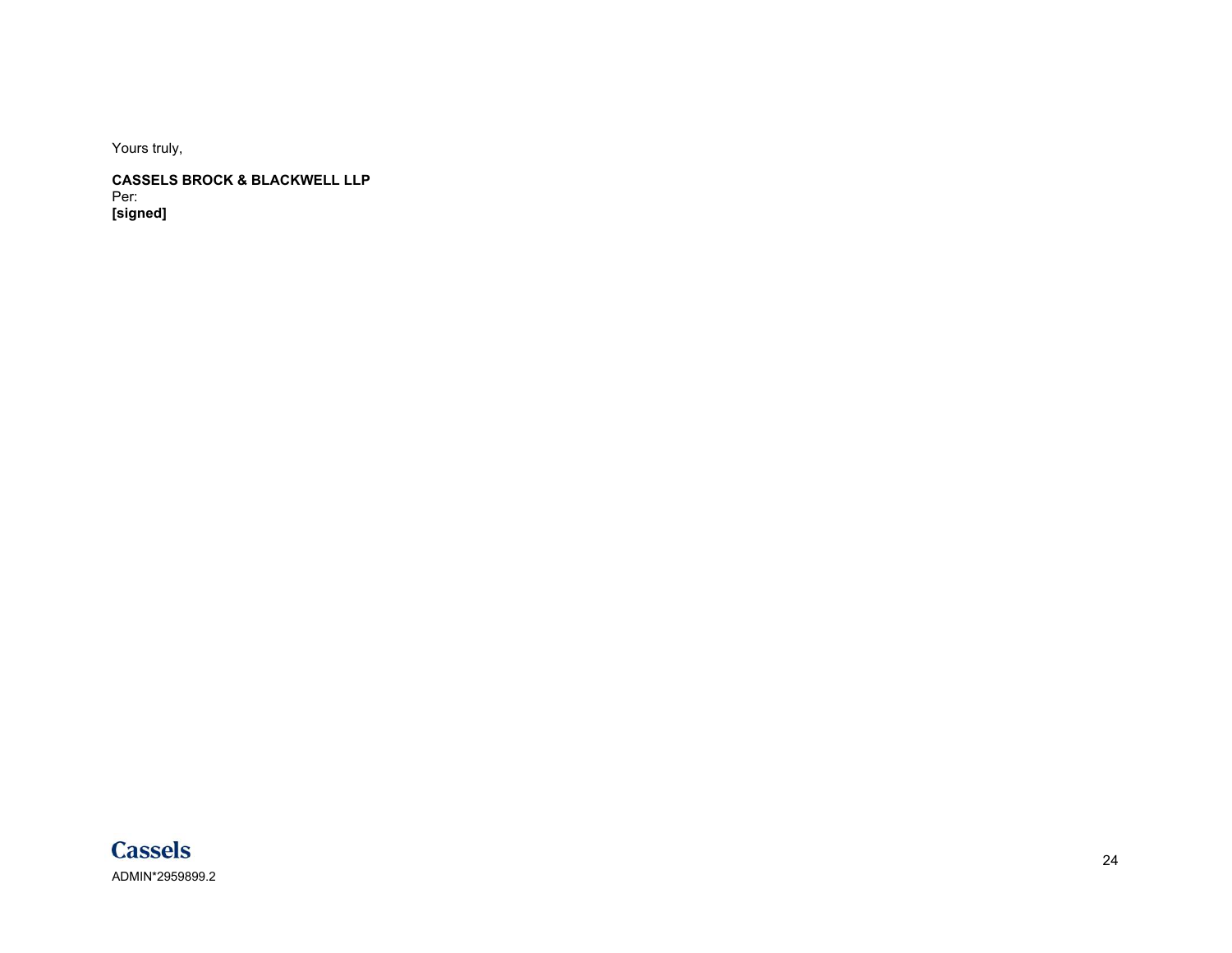Yours truly,

**CASSELS BROCK & BLACKWELL LLP**
Per:
**[signed]**

ADMIN*2959899.2